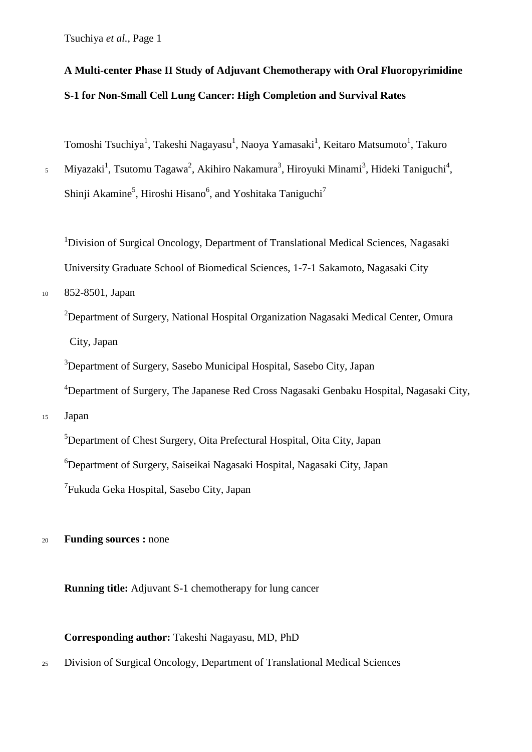# A Multi-center Phase II Study of Adjuvant Chemotherapy with Oral Fluoropyrimidine S-1 for Non-Small Cell Lung Cancer: High Completion and Survival Rates

Tomoshi Tsuchiya[1], Takeshi Nagayasu[1], Naoya Yamasaki[1], Keitaro Matsumoto[1], Takuro Miyazaki[1], Tsutomu Tagawa[2], Akihiro Nakamura[3], Hiroyuki Minami[3], Hideki Taniguchi[4], Shinji Akamine[5], Hiroshi Hisano[6], and Yoshitaka Taniguchi[7]

[1]Division of Surgical Oncology, Department of Translational Medical Sciences, Nagasaki University Graduate School of Biomedical Sciences, 1-7-1 Sakamoto, Nagasaki City 852-8501, Japan

[2]Department of Surgery, National Hospital Organization Nagasaki Medical Center, Omura City, Japan

[3]Department of Surgery, Sasebo Municipal Hospital, Sasebo City, Japan

[4]Department of Surgery, The Japanese Red Cross Nagasaki Genbaku Hospital, Nagasaki City, Japan

[5]Department of Chest Surgery, Oita Prefectural Hospital, Oita City, Japan

[6]Department of Surgery, Saiseikai Nagasaki Hospital, Nagasaki City, Japan

[7]Fukuda Geka Hospital, Sasebo City, Japan

**Funding sources :** none

**Running title:** Adjuvant S-1 chemotherapy for lung cancer

**Corresponding author:** Takeshi Nagayasu, MD, PhD

Division of Surgical Oncology, Department of Translational Medical Sciences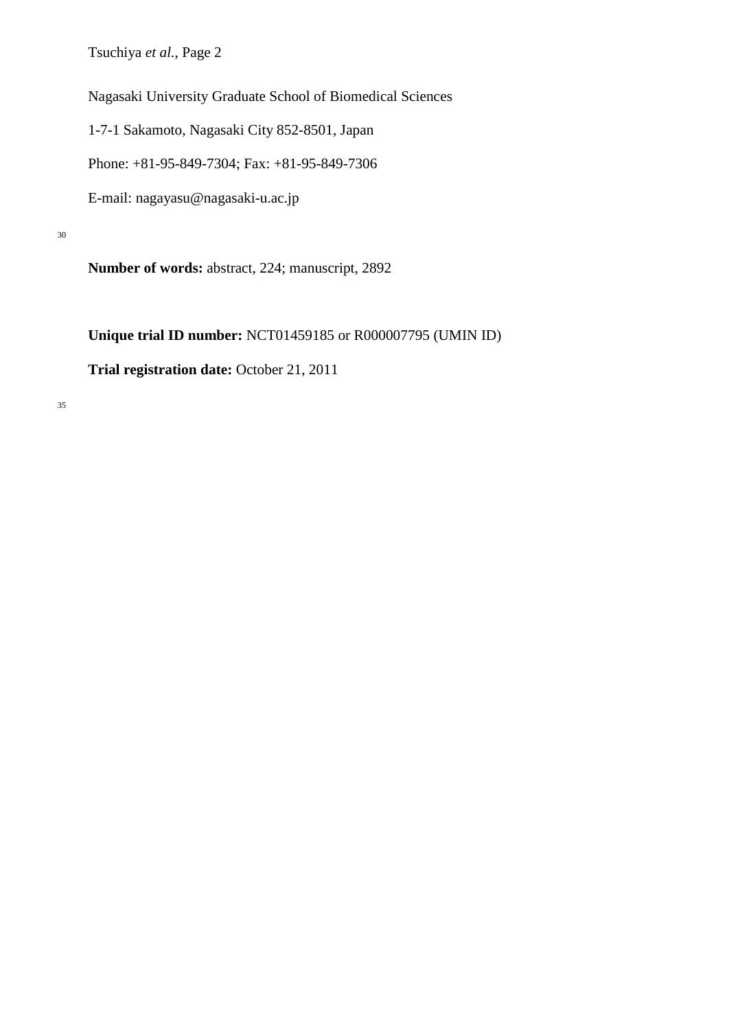Nagasaki University Graduate School of Biomedical Sciences

1-7-1 Sakamoto, Nagasaki City 852-8501, Japan

Phone: +81-95-849-7304; Fax: +81-95-849-7306

E-mail: nagayasu@nagasaki-u.ac.jp

**Number of words:** abstract, 224; manuscript, 2892

**Unique trial ID number:** NCT01459185 or R000007795 (UMIN ID)

**Trial registration date:** October 21, 2011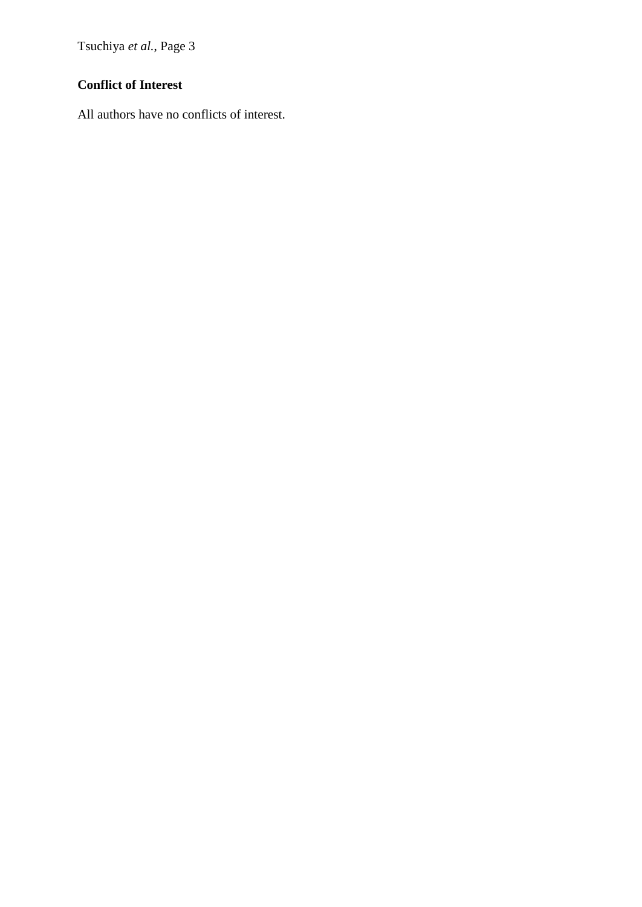**Conflict of Interest**

All authors have no conflicts of interest.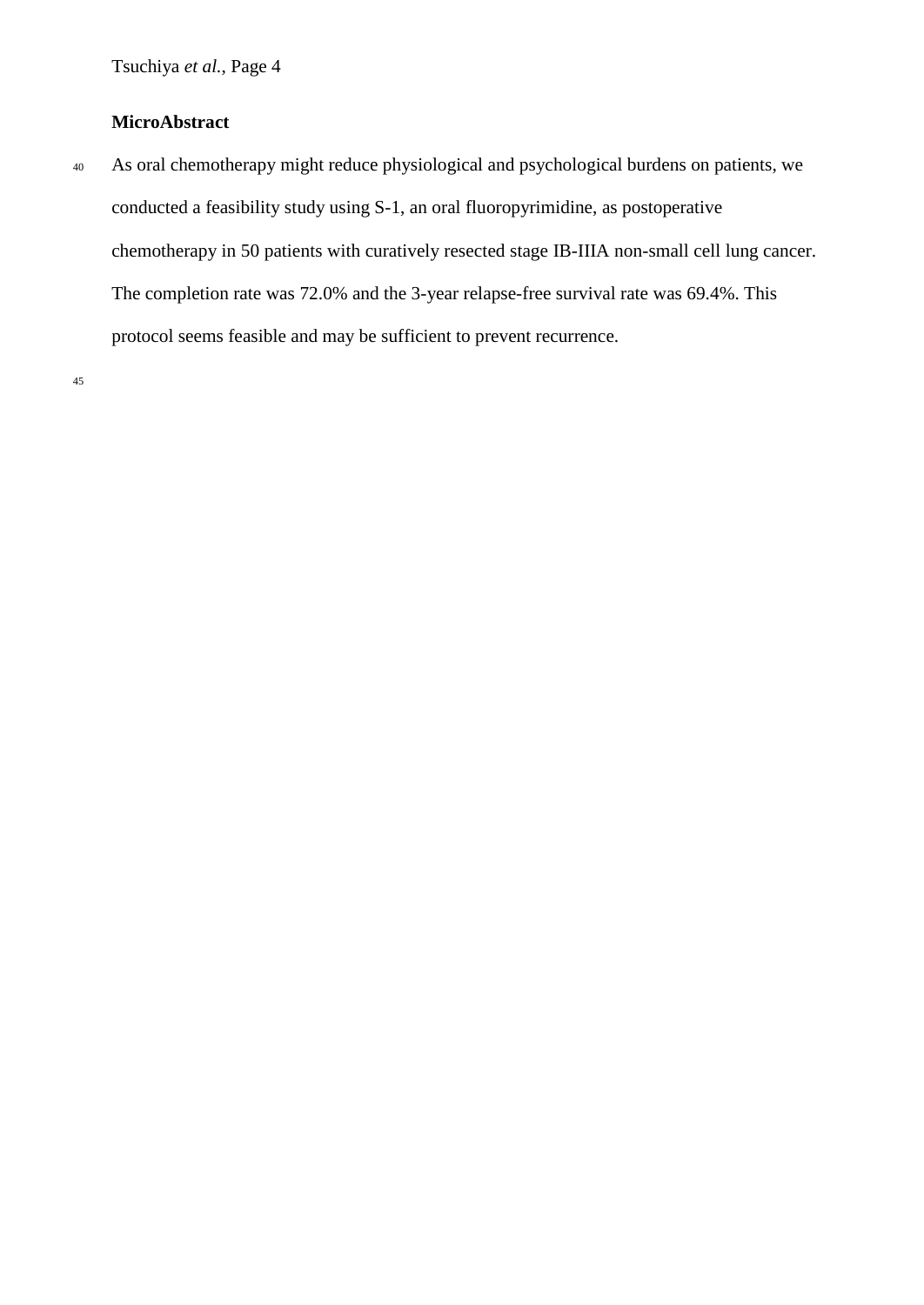**MicroAbstract**

As oral chemotherapy might reduce physiological and psychological burdens on patients, we conducted a feasibility study using S-1, an oral fluoropyrimidine, as postoperative chemotherapy in 50 patients with curatively resected stage IB-IIIA non-small cell lung cancer. The completion rate was 72.0% and the 3-year relapse-free survival rate was 69.4%. This protocol seems feasible and may be sufficient to prevent recurrence.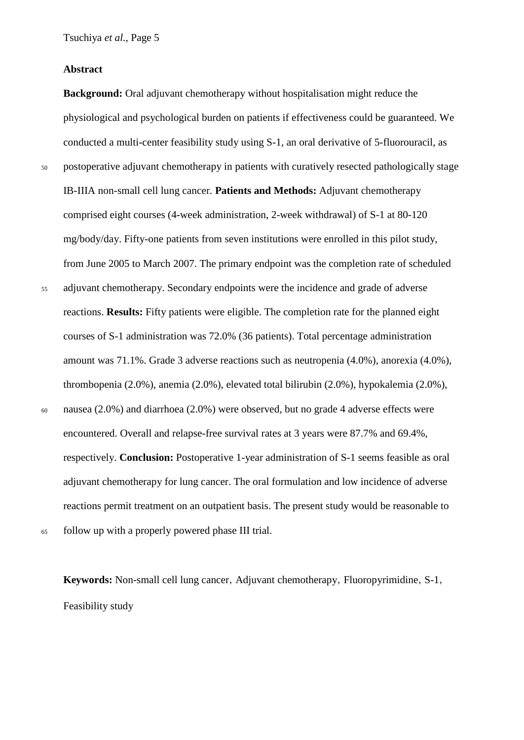## Abstract

**Background:** Oral adjuvant chemotherapy without hospitalisation might reduce the physiological and psychological burden on patients if effectiveness could be guaranteed. We conducted a multi-center feasibility study using S-1, an oral derivative of 5-fluorouracil, as postoperative adjuvant chemotherapy in patients with curatively resected pathologically stage IB-IIIA non-small cell lung cancer. **Patients and Methods:** Adjuvant chemotherapy comprised eight courses (4-week administration, 2-week withdrawal) of S-1 at 80-120 mg/body/day. Fifty-one patients from seven institutions were enrolled in this pilot study, from June 2005 to March 2007. The primary endpoint was the completion rate of scheduled adjuvant chemotherapy. Secondary endpoints were the incidence and grade of adverse reactions. **Results:** Fifty patients were eligible. The completion rate for the planned eight courses of S-1 administration was 72.0% (36 patients). Total percentage administration amount was 71.1%. Grade 3 adverse reactions such as neutropenia (4.0%), anorexia (4.0%), thrombopenia (2.0%), anemia (2.0%), elevated total bilirubin (2.0%), hypokalemia (2.0%), nausea (2.0%) and diarrhoea (2.0%) were observed, but no grade 4 adverse effects were encountered. Overall and relapse-free survival rates at 3 years were 87.7% and 69.4%, respectively. **Conclusion:** Postoperative 1-year administration of S-1 seems feasible as oral adjuvant chemotherapy for lung cancer. The oral formulation and low incidence of adverse reactions permit treatment on an outpatient basis. The present study would be reasonable to follow up with a properly powered phase III trial.

**Keywords:** Non-small cell lung cancer, Adjuvant chemotherapy, Fluoropyrimidine, S-1, Feasibility study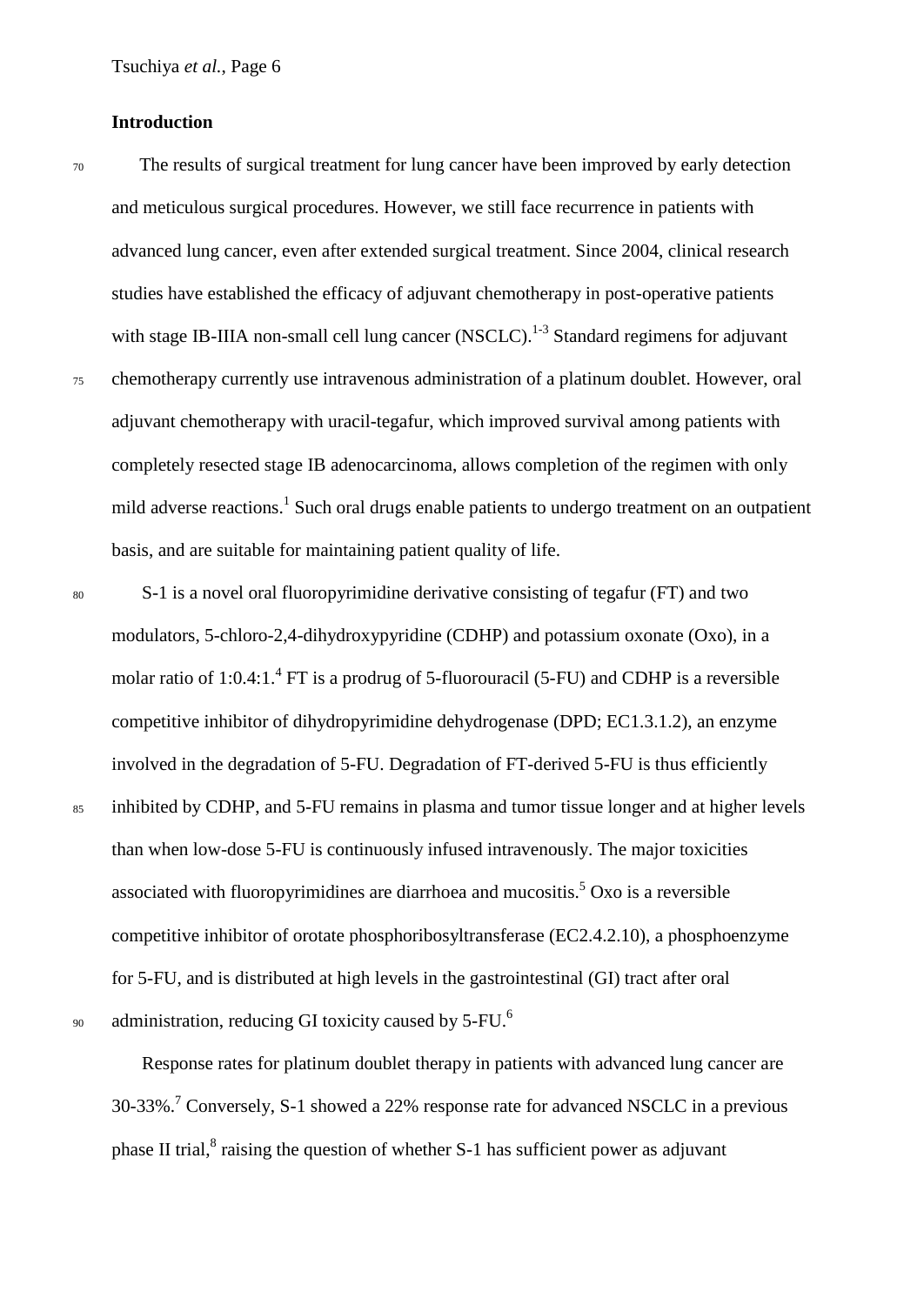## Introduction

The results of surgical treatment for lung cancer have been improved by early detection and meticulous surgical procedures. However, we still face recurrence in patients with advanced lung cancer, even after extended surgical treatment. Since 2004, clinical research studies have established the efficacy of adjuvant chemotherapy in post-operative patients with stage IB-IIIA non-small cell lung cancer (NSCLC).[1-3] Standard regimens for adjuvant chemotherapy currently use intravenous administration of a platinum doublet. However, oral adjuvant chemotherapy with uracil-tegafur, which improved survival among patients with completely resected stage IB adenocarcinoma, allows completion of the regimen with only mild adverse reactions.[1] Such oral drugs enable patients to undergo treatment on an outpatient basis, and are suitable for maintaining patient quality of life.

S-1 is a novel oral fluoropyrimidine derivative consisting of tegafur (FT) and two modulators, 5-chloro-2,4-dihydroxypyridine (CDHP) and potassium oxonate (Oxo), in a molar ratio of 1:0.4:1.[4] FT is a prodrug of 5-fluorouracil (5-FU) and CDHP is a reversible competitive inhibitor of dihydropyrimidine dehydrogenase (DPD; EC1.3.1.2), an enzyme involved in the degradation of 5-FU. Degradation of FT-derived 5-FU is thus efficiently inhibited by CDHP, and 5-FU remains in plasma and tumor tissue longer and at higher levels than when low-dose 5-FU is continuously infused intravenously. The major toxicities associated with fluoropyrimidines are diarrhoea and mucositis.[5] Oxo is a reversible competitive inhibitor of orotate phosphoribosyltransferase (EC2.4.2.10), a phosphoenzyme for 5-FU, and is distributed at high levels in the gastrointestinal (GI) tract after oral administration, reducing GI toxicity caused by 5-FU.[6]

Response rates for platinum doublet therapy in patients with advanced lung cancer are 30-33%.[7] Conversely, S-1 showed a 22% response rate for advanced NSCLC in a previous phase II trial,[8] raising the question of whether S-1 has sufficient power as adjuvant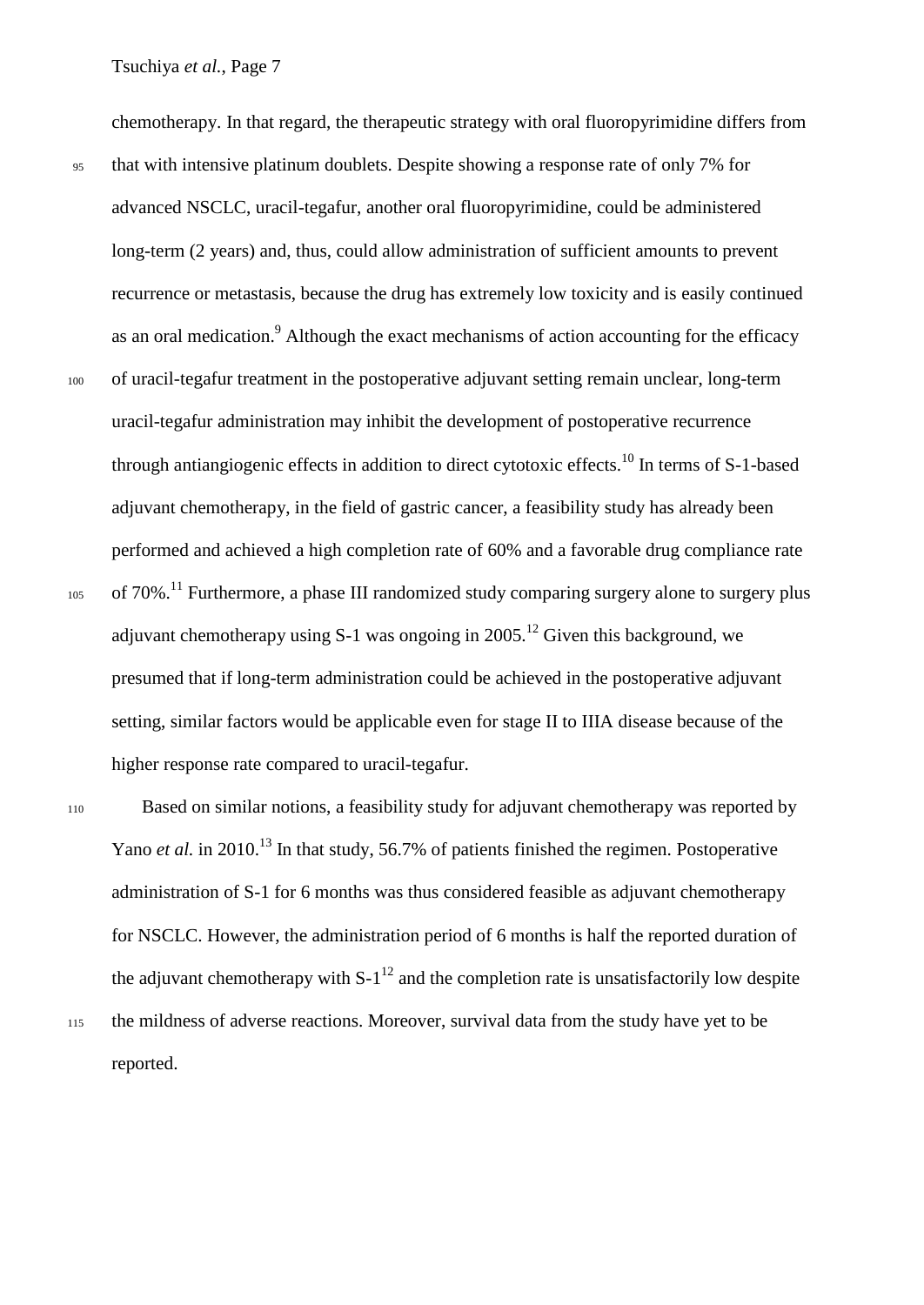chemotherapy. In that regard, the therapeutic strategy with oral fluoropyrimidine differs from that with intensive platinum doublets. Despite showing a response rate of only 7% for advanced NSCLC, uracil-tegafur, another oral fluoropyrimidine, could be administered long-term (2 years) and, thus, could allow administration of sufficient amounts to prevent recurrence or metastasis, because the drug has extremely low toxicity and is easily continued as an oral medication.[9] Although the exact mechanisms of action accounting for the efficacy of uracil-tegafur treatment in the postoperative adjuvant setting remain unclear, long-term uracil-tegafur administration may inhibit the development of postoperative recurrence through antiangiogenic effects in addition to direct cytotoxic effects.[10] In terms of S-1-based adjuvant chemotherapy, in the field of gastric cancer, a feasibility study has already been performed and achieved a high completion rate of 60% and a favorable drug compliance rate of 70%.[11] Furthermore, a phase III randomized study comparing surgery alone to surgery plus adjuvant chemotherapy using S-1 was ongoing in 2005.[12] Given this background, we presumed that if long-term administration could be achieved in the postoperative adjuvant setting, similar factors would be applicable even for stage II to IIIA disease because of the higher response rate compared to uracil-tegafur.

Based on similar notions, a feasibility study for adjuvant chemotherapy was reported by Yano *et al.* in 2010.[13] In that study, 56.7% of patients finished the regimen. Postoperative administration of S-1 for 6 months was thus considered feasible as adjuvant chemotherapy for NSCLC. However, the administration period of 6 months is half the reported duration of the adjuvant chemotherapy with S-1[12] and the completion rate is unsatisfactorily low despite the mildness of adverse reactions. Moreover, survival data from the study have yet to be reported.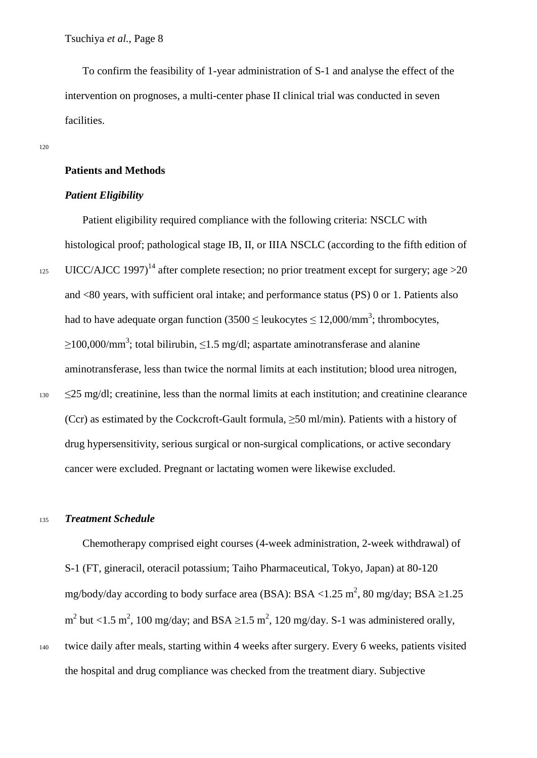To confirm the feasibility of 1-year administration of S-1 and analyse the effect of the intervention on prognoses, a multi-center phase II clinical trial was conducted in seven facilities.

## Patients and Methods

### *Patient Eligibility*

Patient eligibility required compliance with the following criteria: NSCLC with histological proof; pathological stage IB, II, or IIIA NSCLC (according to the fifth edition of UICC/AJCC 1997)[14] after complete resection; no prior treatment except for surgery; age >20 and <80 years, with sufficient oral intake; and performance status (PS) 0 or 1. Patients also had to have adequate organ function ($3500 \leq$ leukocytes $\leq 12{,}000/\text{mm}^3$; thrombocytes, $\geq 100{,}000/\text{mm}^3$; total bilirubin, $\leq 1.5$ mg/dl; aspartate aminotransferase and alanine aminotransferase, less than twice the normal limits at each institution; blood urea nitrogen, $\leq 25$ mg/dl; creatinine, less than the normal limits at each institution; and creatinine clearance (Ccr) as estimated by the Cockcroft-Gault formula, $\geq 50$ ml/min). Patients with a history of drug hypersensitivity, serious surgical or non-surgical complications, or active secondary cancer were excluded. Pregnant or lactating women were likewise excluded.

### *Treatment Schedule*

Chemotherapy comprised eight courses (4-week administration, 2-week withdrawal) of S-1 (FT, gineracil, oteracil potassium; Taiho Pharmaceutical, Tokyo, Japan) at 80-120 mg/body/day according to body surface area (BSA): BSA $<1.25$ $\text{m}^2$, 80 mg/day; BSA $\geq 1.25$ $\text{m}^2$ but $<1.5$ $\text{m}^2$, 100 mg/day; and BSA $\geq 1.5$ $\text{m}^2$, 120 mg/day. S-1 was administered orally, twice daily after meals, starting within 4 weeks after surgery. Every 6 weeks, patients visited the hospital and drug compliance was checked from the treatment diary. Subjective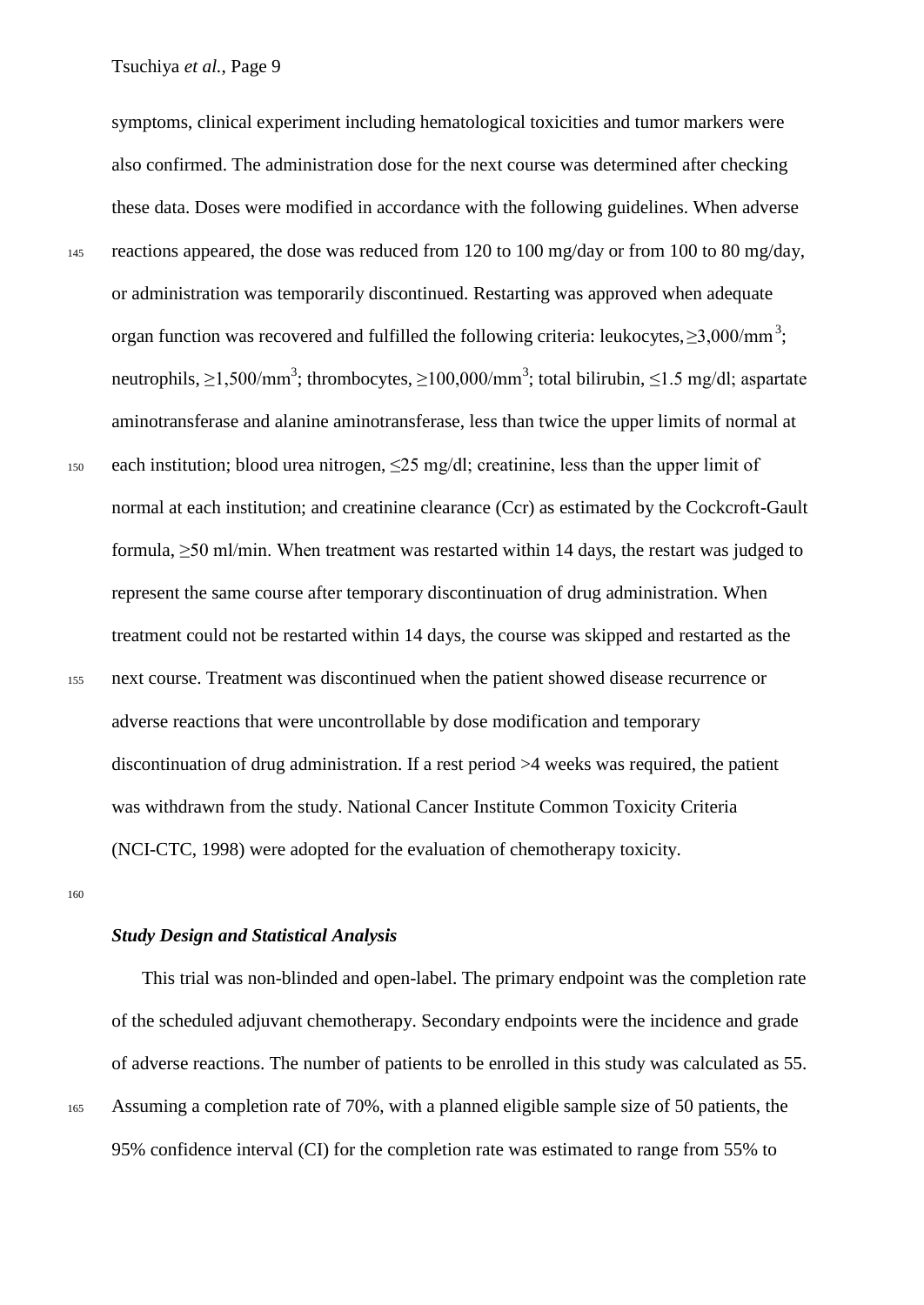symptoms, clinical experiment including hematological toxicities and tumor markers were also confirmed. The administration dose for the next course was determined after checking these data. Doses were modified in accordance with the following guidelines. When adverse reactions appeared, the dose was reduced from 120 to 100 mg/day or from 100 to 80 mg/day, or administration was temporarily discontinued. Restarting was approved when adequate organ function was recovered and fulfilled the following criteria: leukocytes, $\geq$3,000/mm$^3$; neutrophils, $\geq$1,500/mm$^3$; thrombocytes, $\geq$100,000/mm$^3$; total bilirubin, $\leq$1.5 mg/dl; aspartate aminotransferase and alanine aminotransferase, less than twice the upper limits of normal at each institution; blood urea nitrogen, $\leq$25 mg/dl; creatinine, less than the upper limit of normal at each institution; and creatinine clearance (Ccr) as estimated by the Cockcroft-Gault formula, $\geq$50 ml/min. When treatment was restarted within 14 days, the restart was judged to represent the same course after temporary discontinuation of drug administration. When treatment could not be restarted within 14 days, the course was skipped and restarted as the next course. Treatment was discontinued when the patient showed disease recurrence or adverse reactions that were uncontrollable by dose modification and temporary discontinuation of drug administration. If a rest period >4 weeks was required, the patient was withdrawn from the study. National Cancer Institute Common Toxicity Criteria (NCI-CTC, 1998) were adopted for the evaluation of chemotherapy toxicity.

***Study Design and Statistical Analysis***

This trial was non-blinded and open-label. The primary endpoint was the completion rate of the scheduled adjuvant chemotherapy. Secondary endpoints were the incidence and grade of adverse reactions. The number of patients to be enrolled in this study was calculated as 55. Assuming a completion rate of 70%, with a planned eligible sample size of 50 patients, the 95% confidence interval (CI) for the completion rate was estimated to range from 55% to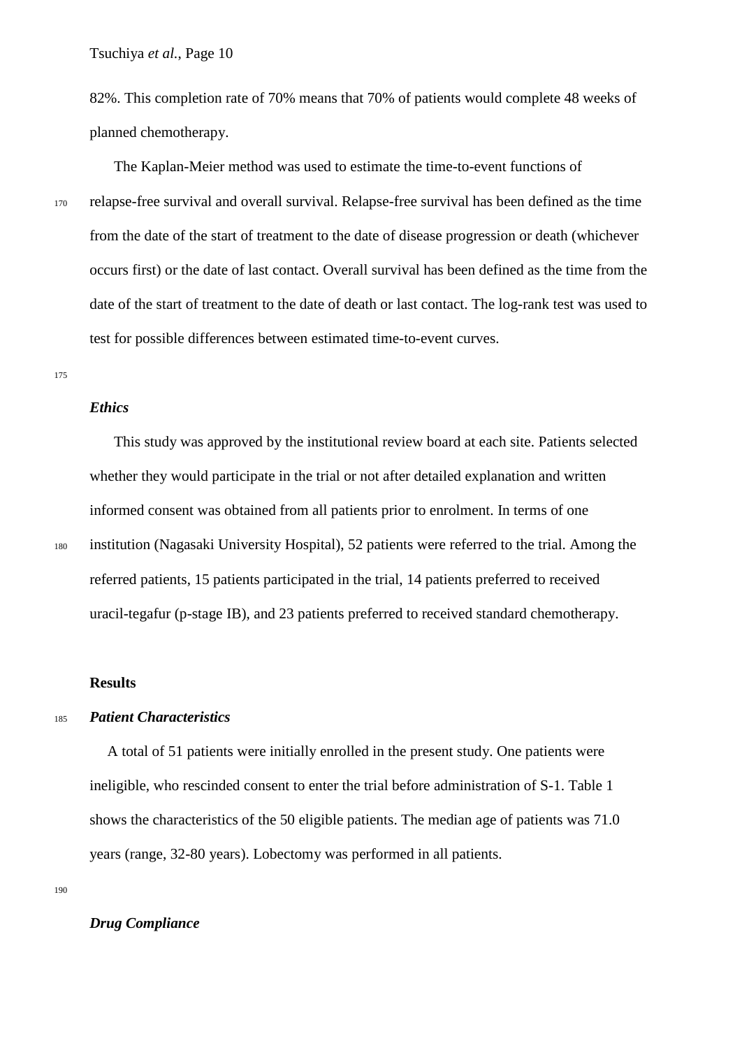82%. This completion rate of 70% means that 70% of patients would complete 48 weeks of planned chemotherapy.

The Kaplan-Meier method was used to estimate the time-to-event functions of relapse-free survival and overall survival. Relapse-free survival has been defined as the time from the date of the start of treatment to the date of disease progression or death (whichever occurs first) or the date of last contact. Overall survival has been defined as the time from the date of the start of treatment to the date of death or last contact. The log-rank test was used to test for possible differences between estimated time-to-event curves.

### *Ethics*

This study was approved by the institutional review board at each site. Patients selected whether they would participate in the trial or not after detailed explanation and written informed consent was obtained from all patients prior to enrolment. In terms of one institution (Nagasaki University Hospital), 52 patients were referred to the trial. Among the referred patients, 15 patients participated in the trial, 14 patients preferred to received uracil-tegafur (p-stage IB), and 23 patients preferred to received standard chemotherapy.

## Results

### *Patient Characteristics*

A total of 51 patients were initially enrolled in the present study. One patients were ineligible, who rescinded consent to enter the trial before administration of S-1. Table 1 shows the characteristics of the 50 eligible patients. The median age of patients was 71.0 years (range, 32-80 years). Lobectomy was performed in all patients.

### *Drug Compliance*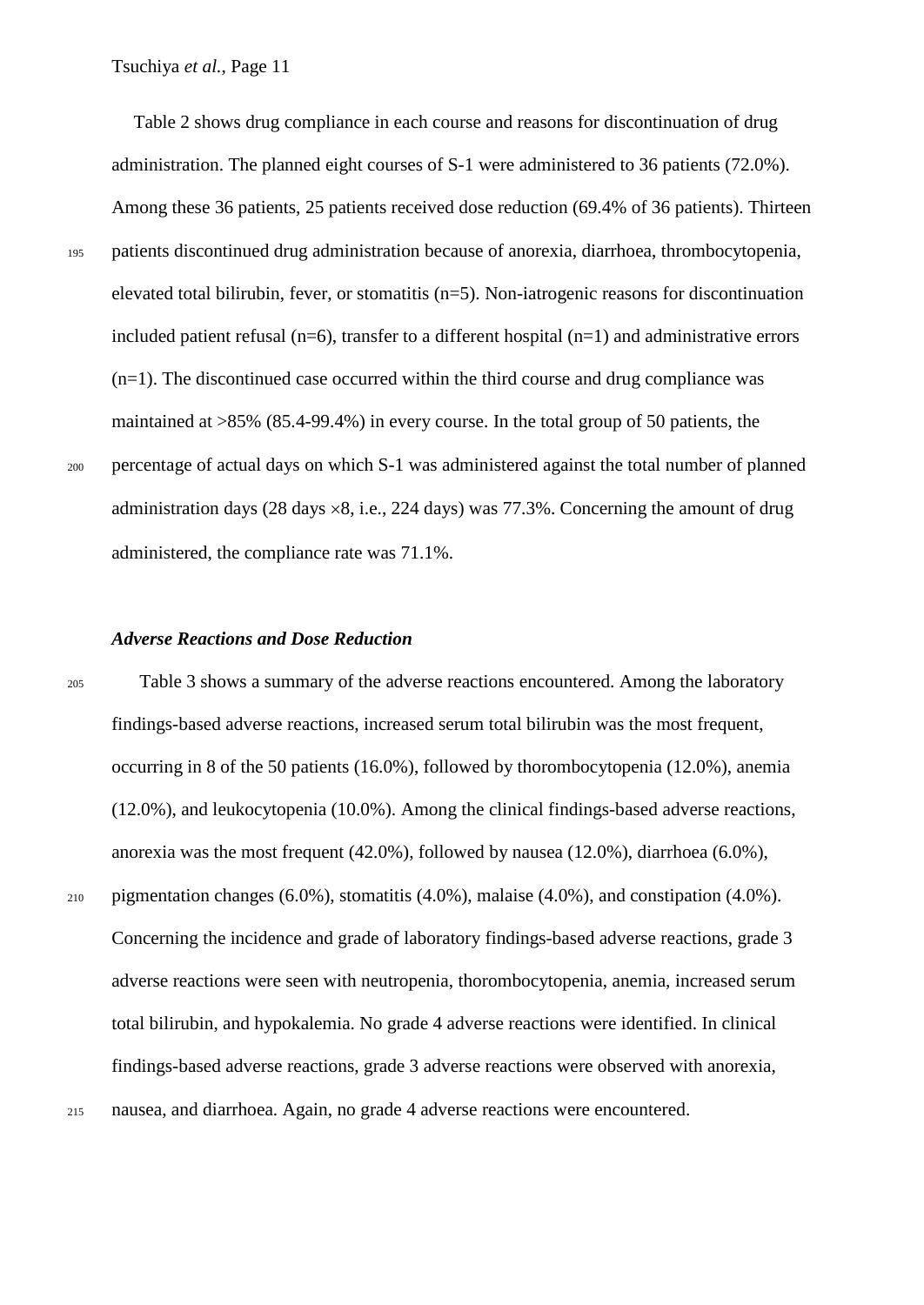Table 2 shows drug compliance in each course and reasons for discontinuation of drug administration. The planned eight courses of S-1 were administered to 36 patients (72.0%). Among these 36 patients, 25 patients received dose reduction (69.4% of 36 patients). Thirteen patients discontinued drug administration because of anorexia, diarrhoea, thrombocytopenia, elevated total bilirubin, fever, or stomatitis (n=5). Non-iatrogenic reasons for discontinuation included patient refusal (n=6), transfer to a different hospital (n=1) and administrative errors (n=1). The discontinued case occurred within the third course and drug compliance was maintained at >85% (85.4-99.4%) in every course. In the total group of 50 patients, the percentage of actual days on which S-1 was administered against the total number of planned administration days (28 days $\times$8, i.e., 224 days) was 77.3%. Concerning the amount of drug administered, the compliance rate was 71.1%.

### *Adverse Reactions and Dose Reduction*

Table 3 shows a summary of the adverse reactions encountered. Among the laboratory findings-based adverse reactions, increased serum total bilirubin was the most frequent, occurring in 8 of the 50 patients (16.0%), followed by thorombocytopenia (12.0%), anemia (12.0%), and leukocytopenia (10.0%). Among the clinical findings-based adverse reactions, anorexia was the most frequent (42.0%), followed by nausea (12.0%), diarrhoea (6.0%), pigmentation changes (6.0%), stomatitis (4.0%), malaise (4.0%), and constipation (4.0%). Concerning the incidence and grade of laboratory findings-based adverse reactions, grade 3 adverse reactions were seen with neutropenia, thorombocytopenia, anemia, increased serum total bilirubin, and hypokalemia. No grade 4 adverse reactions were identified. In clinical findings-based adverse reactions, grade 3 adverse reactions were observed with anorexia, nausea, and diarrhoea. Again, no grade 4 adverse reactions were encountered.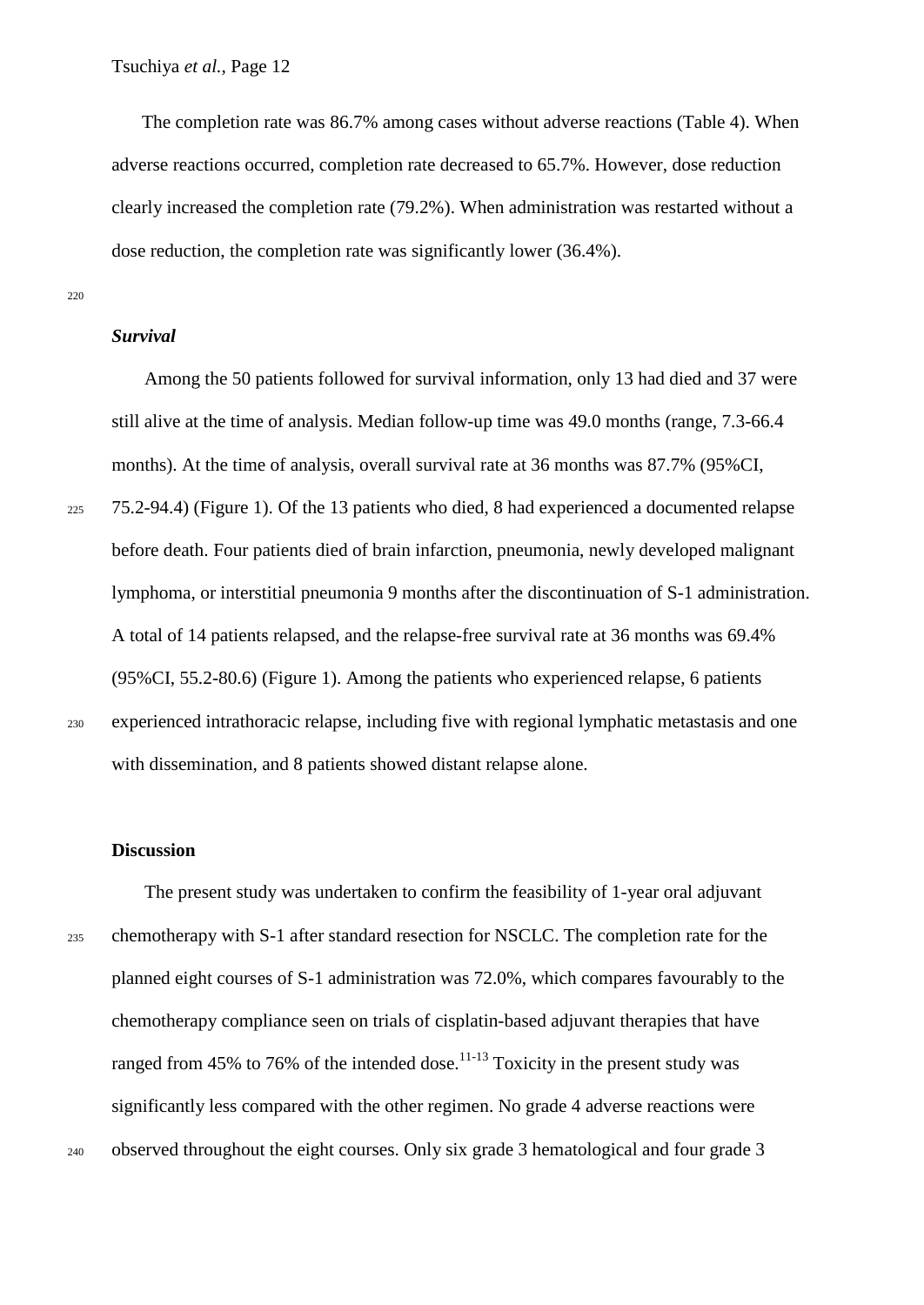The completion rate was 86.7% among cases without adverse reactions (Table 4). When adverse reactions occurred, completion rate decreased to 65.7%. However, dose reduction clearly increased the completion rate (79.2%). When administration was restarted without a dose reduction, the completion rate was significantly lower (36.4%).

### ***Survival***

Among the 50 patients followed for survival information, only 13 had died and 37 were still alive at the time of analysis. Median follow-up time was 49.0 months (range, 7.3-66.4 months). At the time of analysis, overall survival rate at 36 months was 87.7% (95%CI, 75.2-94.4) (Figure 1). Of the 13 patients who died, 8 had experienced a documented relapse before death. Four patients died of brain infarction, pneumonia, newly developed malignant lymphoma, or interstitial pneumonia 9 months after the discontinuation of S-1 administration. A total of 14 patients relapsed, and the relapse-free survival rate at 36 months was 69.4% (95%CI, 55.2-80.6) (Figure 1). Among the patients who experienced relapse, 6 patients experienced intrathoracic relapse, including five with regional lymphatic metastasis and one with dissemination, and 8 patients showed distant relapse alone.

## **Discussion**

The present study was undertaken to confirm the feasibility of 1-year oral adjuvant chemotherapy with S-1 after standard resection for NSCLC. The completion rate for the planned eight courses of S-1 administration was 72.0%, which compares favourably to the chemotherapy compliance seen on trials of cisplatin-based adjuvant therapies that have ranged from 45% to 76% of the intended dose.[11-13] Toxicity in the present study was significantly less compared with the other regimen. No grade 4 adverse reactions were observed throughout the eight courses. Only six grade 3 hematological and four grade 3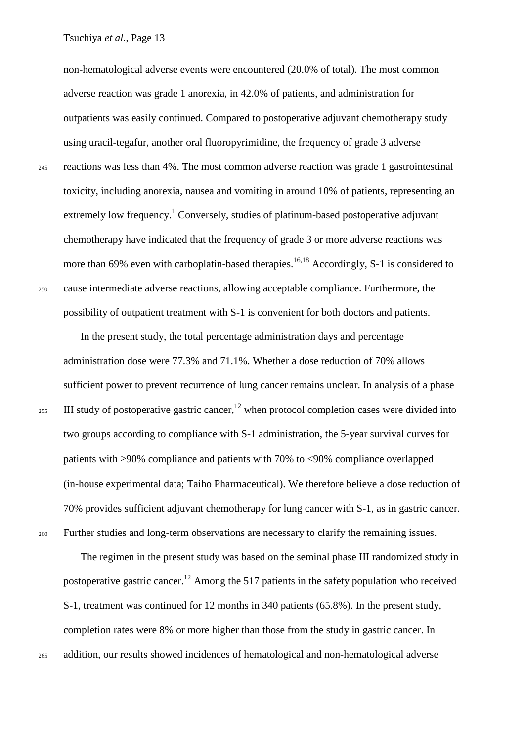non-hematological adverse events were encountered (20.0% of total). The most common adverse reaction was grade 1 anorexia, in 42.0% of patients, and administration for outpatients was easily continued. Compared to postoperative adjuvant chemotherapy study using uracil-tegafur, another oral fluoropyrimidine, the frequency of grade 3 adverse reactions was less than 4%. The most common adverse reaction was grade 1 gastrointestinal toxicity, including anorexia, nausea and vomiting in around 10% of patients, representing an extremely low frequency.[1] Conversely, studies of platinum-based postoperative adjuvant chemotherapy have indicated that the frequency of grade 3 or more adverse reactions was more than 69% even with carboplatin-based therapies.[16,18] Accordingly, S-1 is considered to cause intermediate adverse reactions, allowing acceptable compliance. Furthermore, the possibility of outpatient treatment with S-1 is convenient for both doctors and patients.

In the present study, the total percentage administration days and percentage administration dose were 77.3% and 71.1%. Whether a dose reduction of 70% allows sufficient power to prevent recurrence of lung cancer remains unclear. In analysis of a phase III study of postoperative gastric cancer,[12] when protocol completion cases were divided into two groups according to compliance with S-1 administration, the 5-year survival curves for patients with ≥90% compliance and patients with 70% to <90% compliance overlapped (in-house experimental data; Taiho Pharmaceutical). We therefore believe a dose reduction of 70% provides sufficient adjuvant chemotherapy for lung cancer with S-1, as in gastric cancer. Further studies and long-term observations are necessary to clarify the remaining issues.

The regimen in the present study was based on the seminal phase III randomized study in postoperative gastric cancer.[12] Among the 517 patients in the safety population who received S-1, treatment was continued for 12 months in 340 patients (65.8%). In the present study, completion rates were 8% or more higher than those from the study in gastric cancer. In addition, our results showed incidences of hematological and non-hematological adverse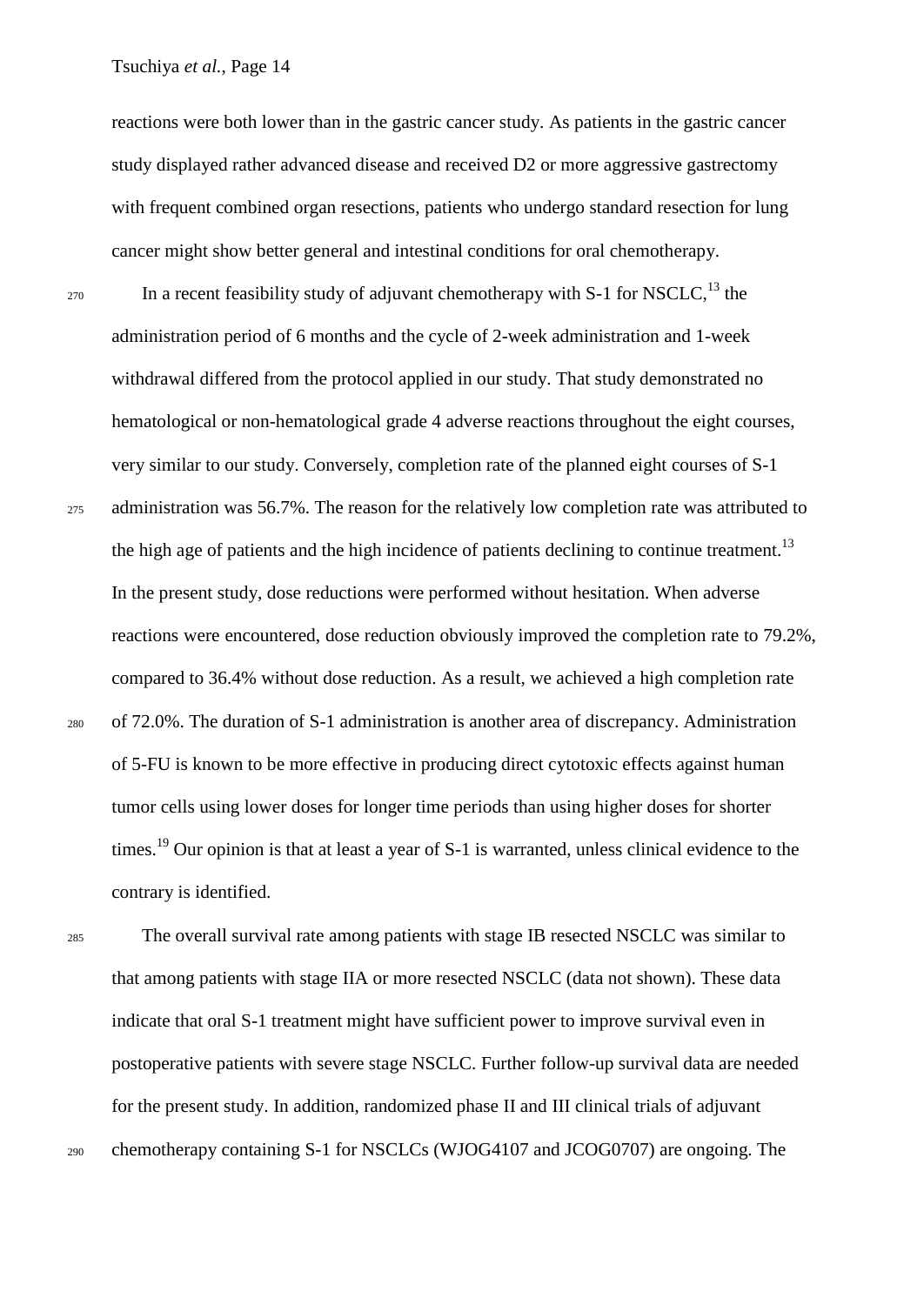reactions were both lower than in the gastric cancer study. As patients in the gastric cancer study displayed rather advanced disease and received D2 or more aggressive gastrectomy with frequent combined organ resections, patients who undergo standard resection for lung cancer might show better general and intestinal conditions for oral chemotherapy.

In a recent feasibility study of adjuvant chemotherapy with S-1 for NSCLC,[13] the administration period of 6 months and the cycle of 2-week administration and 1-week withdrawal differed from the protocol applied in our study. That study demonstrated no hematological or non-hematological grade 4 adverse reactions throughout the eight courses, very similar to our study. Conversely, completion rate of the planned eight courses of S-1 administration was 56.7%. The reason for the relatively low completion rate was attributed to the high age of patients and the high incidence of patients declining to continue treatment.[13] In the present study, dose reductions were performed without hesitation. When adverse reactions were encountered, dose reduction obviously improved the completion rate to 79.2%, compared to 36.4% without dose reduction. As a result, we achieved a high completion rate of 72.0%. The duration of S-1 administration is another area of discrepancy. Administration of 5-FU is known to be more effective in producing direct cytotoxic effects against human tumor cells using lower doses for longer time periods than using higher doses for shorter times.[19] Our opinion is that at least a year of S-1 is warranted, unless clinical evidence to the contrary is identified.

The overall survival rate among patients with stage IB resected NSCLC was similar to that among patients with stage IIA or more resected NSCLC (data not shown). These data indicate that oral S-1 treatment might have sufficient power to improve survival even in postoperative patients with severe stage NSCLC. Further follow-up survival data are needed for the present study. In addition, randomized phase II and III clinical trials of adjuvant chemotherapy containing S-1 for NSCLCs (WJOG4107 and JCOG0707) are ongoing. The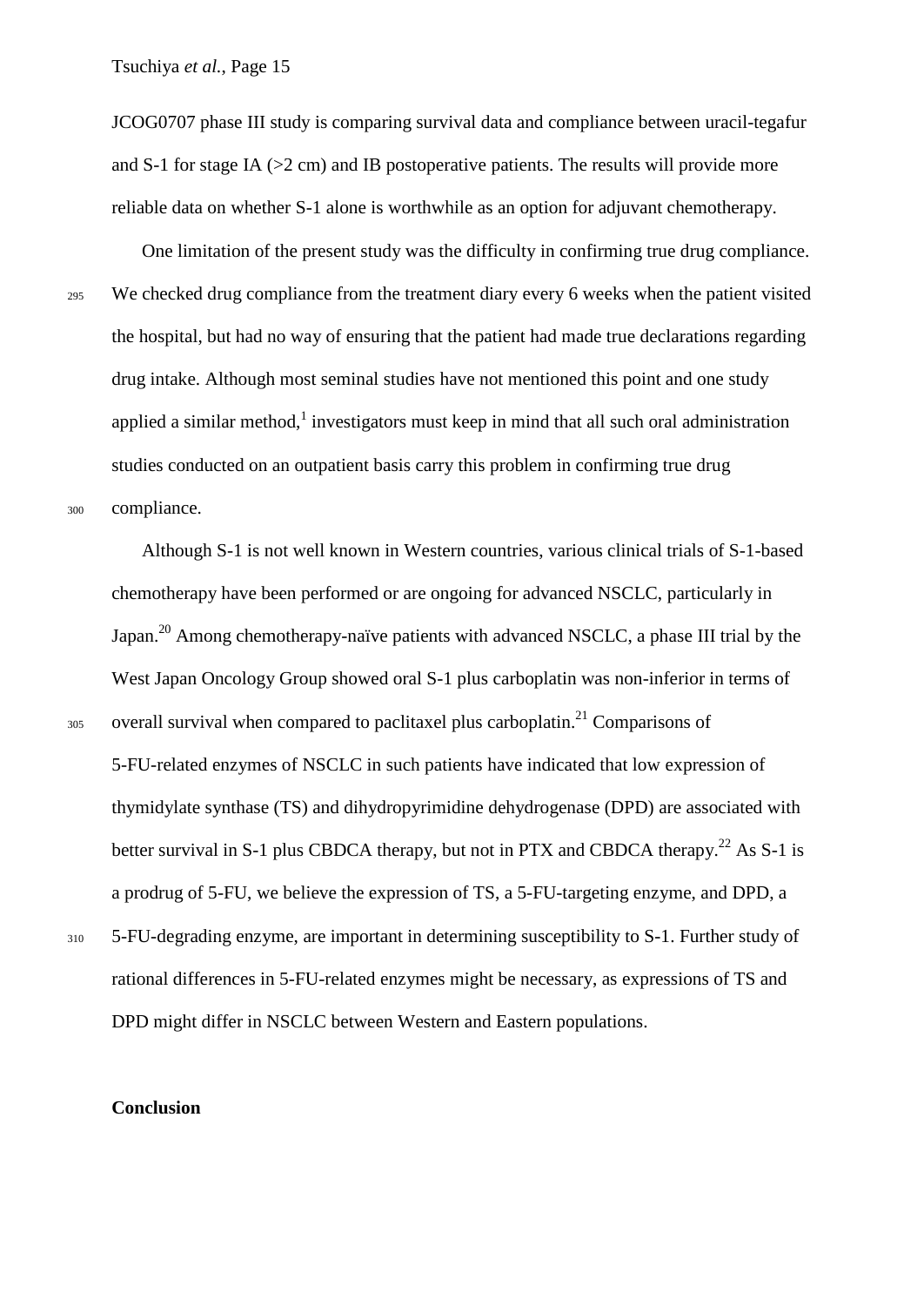JCOG0707 phase III study is comparing survival data and compliance between uracil-tegafur and S-1 for stage IA (>2 cm) and IB postoperative patients. The results will provide more reliable data on whether S-1 alone is worthwhile as an option for adjuvant chemotherapy.

One limitation of the present study was the difficulty in confirming true drug compliance. We checked drug compliance from the treatment diary every 6 weeks when the patient visited the hospital, but had no way of ensuring that the patient had made true declarations regarding drug intake. Although most seminal studies have not mentioned this point and one study applied a similar method,[1] investigators must keep in mind that all such oral administration studies conducted on an outpatient basis carry this problem in confirming true drug compliance.

Although S-1 is not well known in Western countries, various clinical trials of S-1-based chemotherapy have been performed or are ongoing for advanced NSCLC, particularly in Japan.[20] Among chemotherapy-naïve patients with advanced NSCLC, a phase III trial by the West Japan Oncology Group showed oral S-1 plus carboplatin was non-inferior in terms of overall survival when compared to paclitaxel plus carboplatin.[21] Comparisons of 5-FU-related enzymes of NSCLC in such patients have indicated that low expression of thymidylate synthase (TS) and dihydropyrimidine dehydrogenase (DPD) are associated with better survival in S-1 plus CBDCA therapy, but not in PTX and CBDCA therapy.[22] As S-1 is a prodrug of 5-FU, we believe the expression of TS, a 5-FU-targeting enzyme, and DPD, a 5-FU-degrading enzyme, are important in determining susceptibility to S-1. Further study of rational differences in 5-FU-related enzymes might be necessary, as expressions of TS and DPD might differ in NSCLC between Western and Eastern populations.

**Conclusion**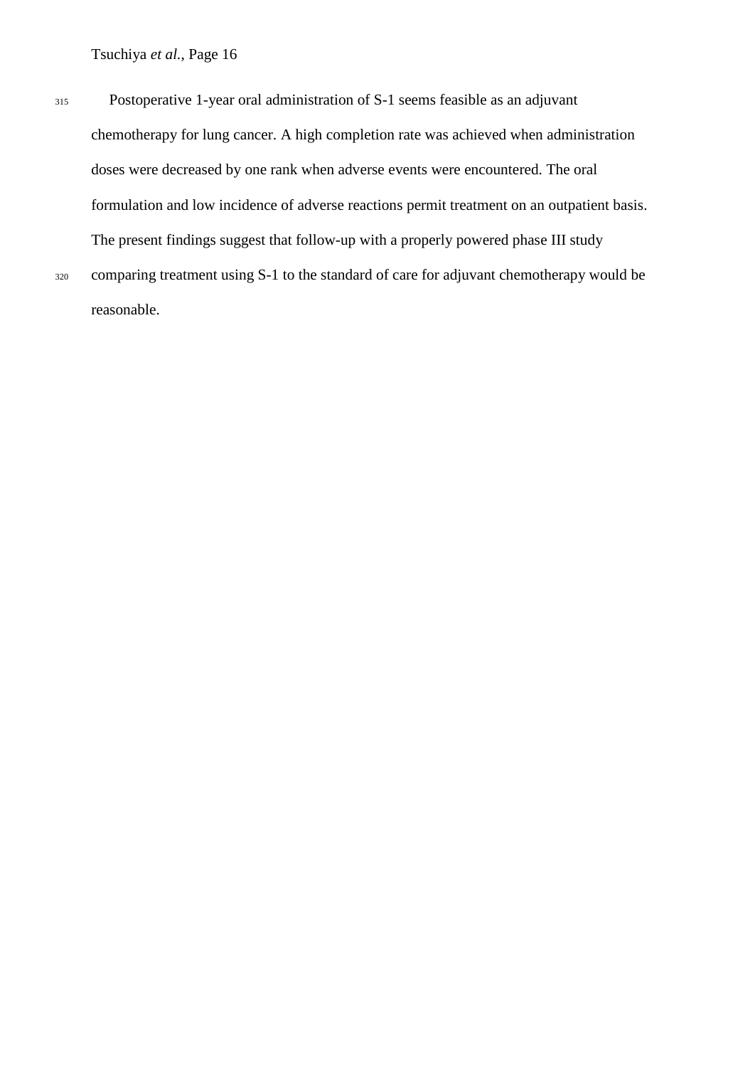Postoperative 1-year oral administration of S-1 seems feasible as an adjuvant chemotherapy for lung cancer. A high completion rate was achieved when administration doses were decreased by one rank when adverse events were encountered. The oral formulation and low incidence of adverse reactions permit treatment on an outpatient basis. The present findings suggest that follow-up with a properly powered phase III study comparing treatment using S-1 to the standard of care for adjuvant chemotherapy would be reasonable.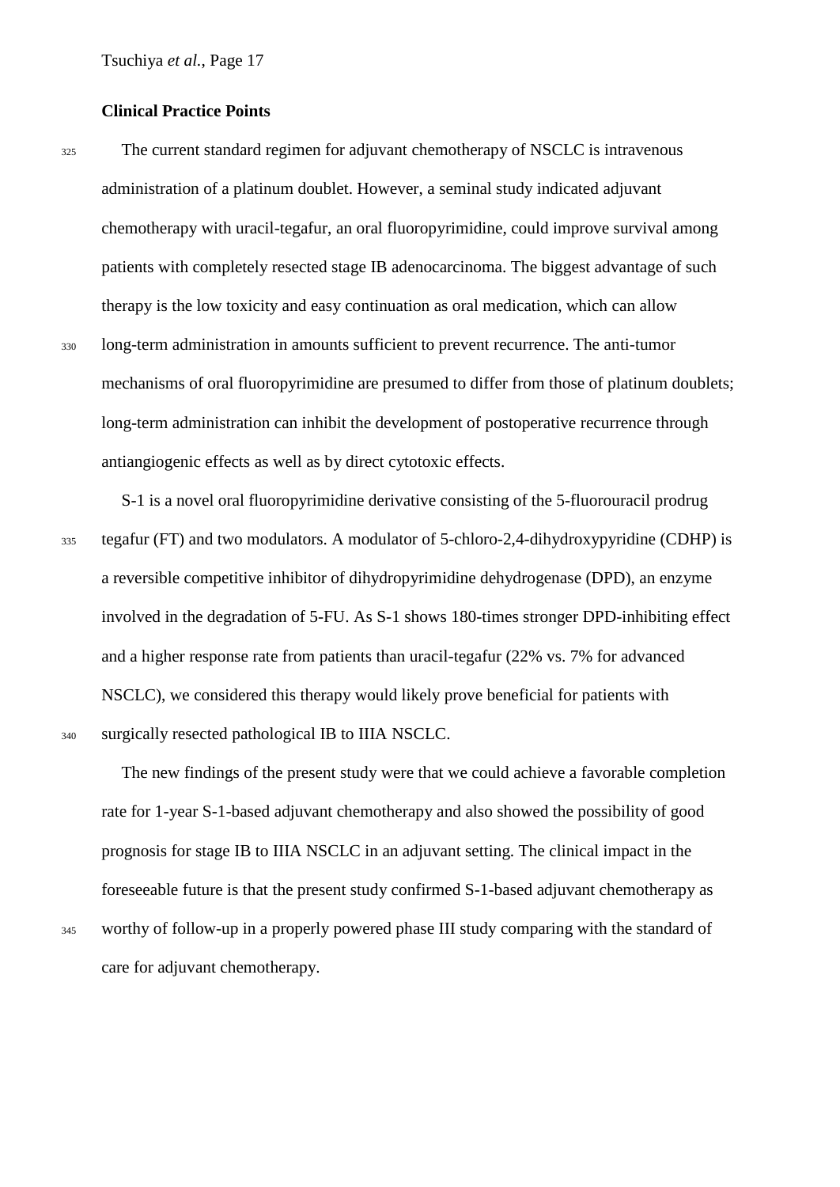## Clinical Practice Points

The current standard regimen for adjuvant chemotherapy of NSCLC is intravenous administration of a platinum doublet. However, a seminal study indicated adjuvant chemotherapy with uracil-tegafur, an oral fluoropyrimidine, could improve survival among patients with completely resected stage IB adenocarcinoma. The biggest advantage of such therapy is the low toxicity and easy continuation as oral medication, which can allow long-term administration in amounts sufficient to prevent recurrence. The anti-tumor mechanisms of oral fluoropyrimidine are presumed to differ from those of platinum doublets; long-term administration can inhibit the development of postoperative recurrence through antiangiogenic effects as well as by direct cytotoxic effects.

S-1 is a novel oral fluoropyrimidine derivative consisting of the 5-fluorouracil prodrug tegafur (FT) and two modulators. A modulator of 5-chloro-2,4-dihydroxypyridine (CDHP) is a reversible competitive inhibitor of dihydropyrimidine dehydrogenase (DPD), an enzyme involved in the degradation of 5-FU. As S-1 shows 180-times stronger DPD-inhibiting effect and a higher response rate from patients than uracil-tegafur (22% vs. 7% for advanced NSCLC), we considered this therapy would likely prove beneficial for patients with surgically resected pathological IB to IIIA NSCLC.

The new findings of the present study were that we could achieve a favorable completion rate for 1-year S-1-based adjuvant chemotherapy and also showed the possibility of good prognosis for stage IB to IIIA NSCLC in an adjuvant setting. The clinical impact in the foreseeable future is that the present study confirmed S-1-based adjuvant chemotherapy as worthy of follow-up in a properly powered phase III study comparing with the standard of care for adjuvant chemotherapy.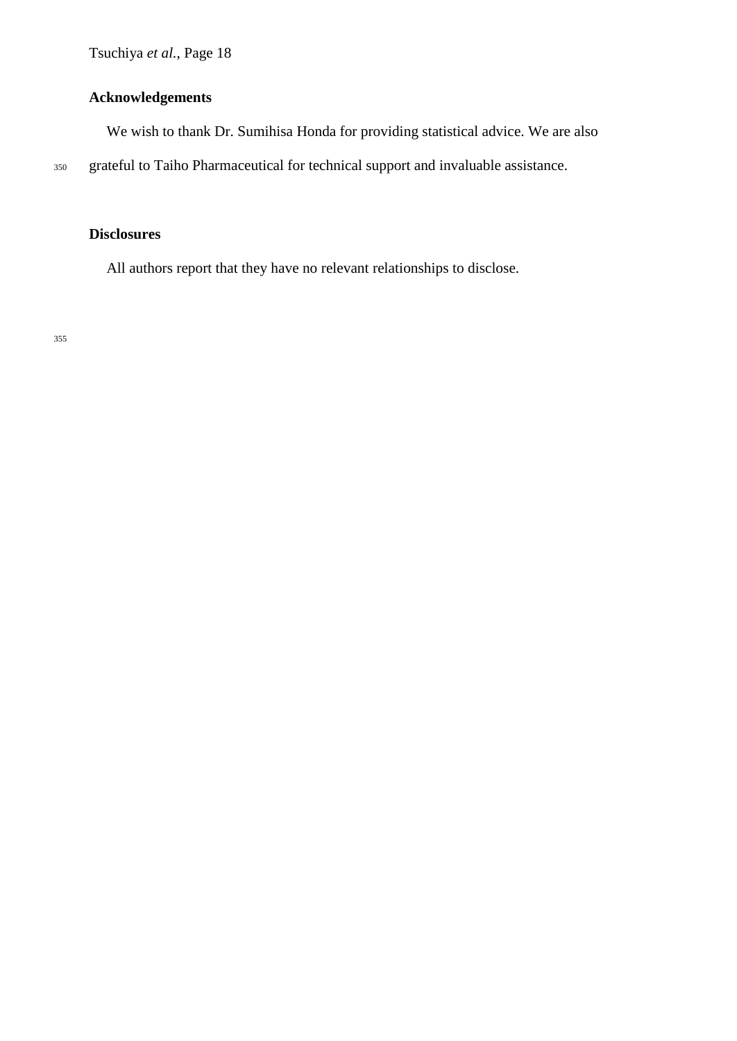## Acknowledgements

We wish to thank Dr. Sumihisa Honda for providing statistical advice. We are also grateful to Taiho Pharmaceutical for technical support and invaluable assistance.

## Disclosures

All authors report that they have no relevant relationships to disclose.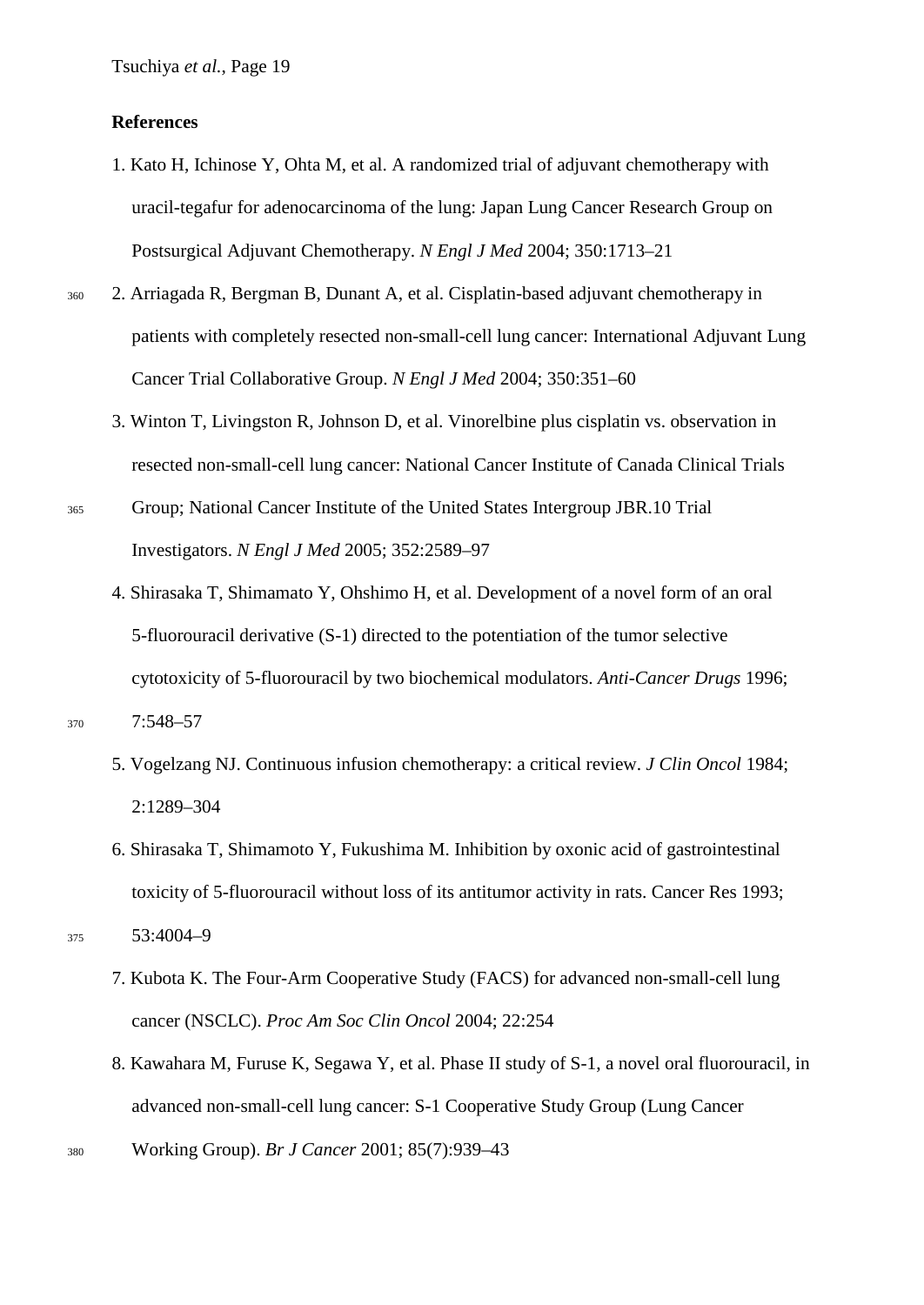**References**

1. Kato H, Ichinose Y, Ohta M, et al. A randomized trial of adjuvant chemotherapy with uracil-tegafur for adenocarcinoma of the lung: Japan Lung Cancer Research Group on Postsurgical Adjuvant Chemotherapy. *N Engl J Med* 2004; 350:1713–21
2. Arriagada R, Bergman B, Dunant A, et al. Cisplatin-based adjuvant chemotherapy in patients with completely resected non-small-cell lung cancer: International Adjuvant Lung Cancer Trial Collaborative Group. *N Engl J Med* 2004; 350:351–60
3. Winton T, Livingston R, Johnson D, et al. Vinorelbine plus cisplatin vs. observation in resected non-small-cell lung cancer: National Cancer Institute of Canada Clinical Trials Group; National Cancer Institute of the United States Intergroup JBR.10 Trial Investigators. *N Engl J Med* 2005; 352:2589–97
4. Shirasaka T, Shimamato Y, Ohshimo H, et al. Development of a novel form of an oral 5-fluorouracil derivative (S-1) directed to the potentiation of the tumor selective cytotoxicity of 5-fluorouracil by two biochemical modulators. *Anti-Cancer Drugs* 1996; 7:548–57
5. Vogelzang NJ. Continuous infusion chemotherapy: a critical review. *J Clin Oncol* 1984; 2:1289–304
6. Shirasaka T, Shimamoto Y, Fukushima M. Inhibition by oxonic acid of gastrointestinal toxicity of 5-fluorouracil without loss of its antitumor activity in rats. Cancer Res 1993; 53:4004–9
7. Kubota K. The Four-Arm Cooperative Study (FACS) for advanced non-small-cell lung cancer (NSCLC). *Proc Am Soc Clin Oncol* 2004; 22:254
8. Kawahara M, Furuse K, Segawa Y, et al. Phase II study of S-1, a novel oral fluorouracil, in advanced non-small-cell lung cancer: S-1 Cooperative Study Group (Lung Cancer Working Group). *Br J Cancer* 2001; 85(7):939–43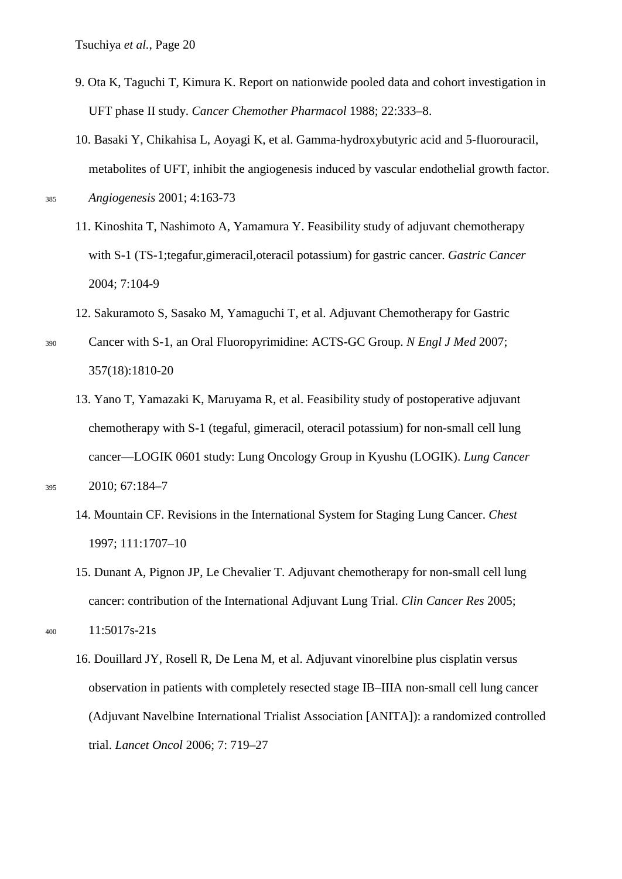9. Ota K, Taguchi T, Kimura K. Report on nationwide pooled data and cohort investigation in UFT phase II study. *Cancer Chemother Pharmacol* 1988; 22:333–8.

10. Basaki Y, Chikahisa L, Aoyagi K, et al. Gamma-hydroxybutyric acid and 5-fluorouracil, metabolites of UFT, inhibit the angiogenesis induced by vascular endothelial growth factor. *Angiogenesis* 2001; 4:163-73

11. Kinoshita T, Nashimoto A, Yamamura Y. Feasibility study of adjuvant chemotherapy with S-1 (TS-1;tegafur,gimeracil,oteracil potassium) for gastric cancer. *Gastric Cancer* 2004; 7:104-9

12. Sakuramoto S, Sasako M, Yamaguchi T, et al. Adjuvant Chemotherapy for Gastric Cancer with S-1, an Oral Fluoropyrimidine: ACTS-GC Group. *N Engl J Med* 2007; 357(18):1810-20

13. Yano T, Yamazaki K, Maruyama R, et al. Feasibility study of postoperative adjuvant chemotherapy with S-1 (tegaful, gimeracil, oteracil potassium) for non-small cell lung cancer—LOGIK 0601 study: Lung Oncology Group in Kyushu (LOGIK). *Lung Cancer* 2010; 67:184–7

14. Mountain CF. Revisions in the International System for Staging Lung Cancer. *Chest* 1997; 111:1707–10

15. Dunant A, Pignon JP, Le Chevalier T. Adjuvant chemotherapy for non-small cell lung cancer: contribution of the International Adjuvant Lung Trial. *Clin Cancer Res* 2005; 11:5017s-21s

16. Douillard JY, Rosell R, De Lena M, et al. Adjuvant vinorelbine plus cisplatin versus observation in patients with completely resected stage IB–IIIA non-small cell lung cancer (Adjuvant Navelbine International Trialist Association [ANITA]): a randomized controlled trial. *Lancet Oncol* 2006; 7: 719–27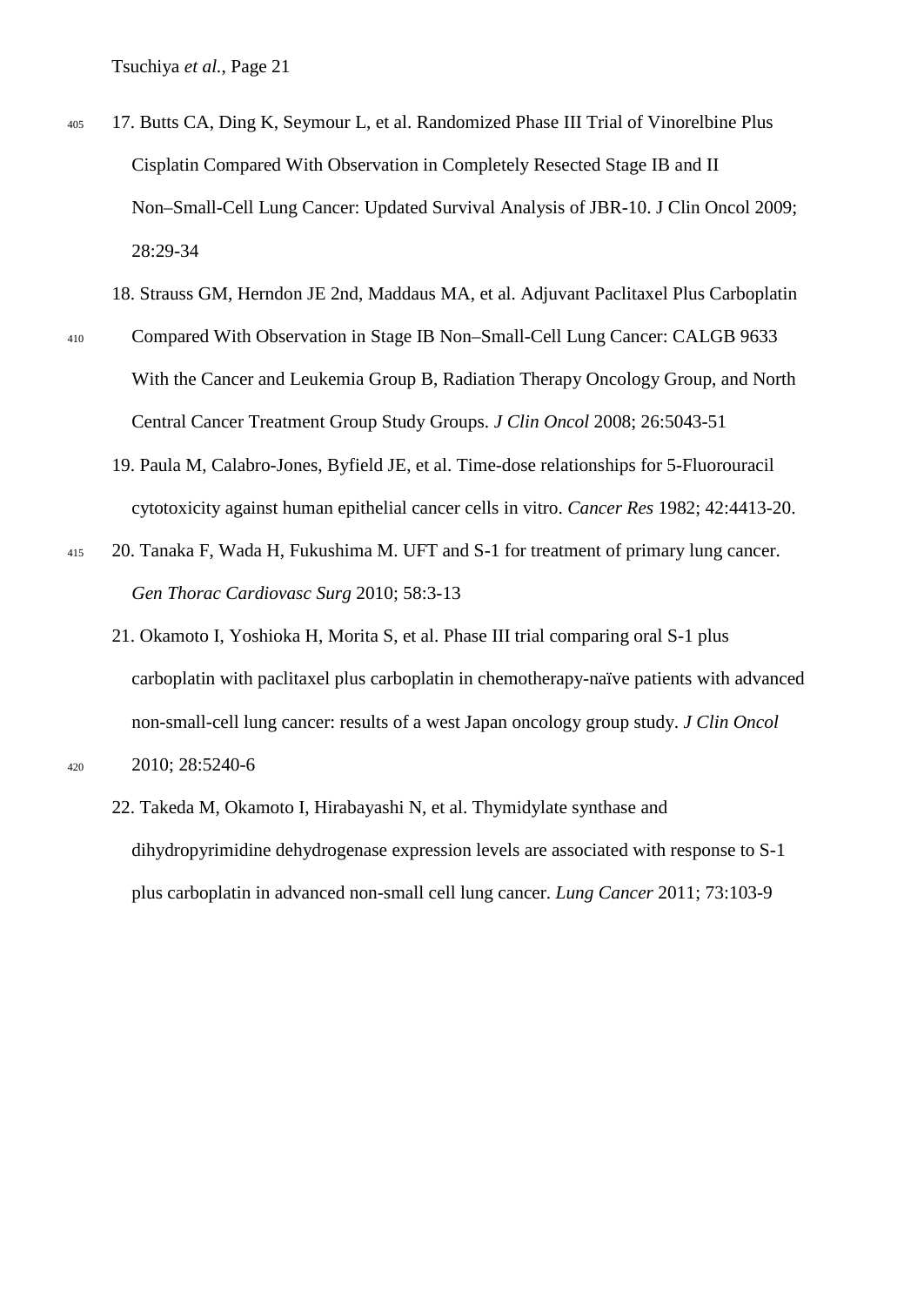17. Butts CA, Ding K, Seymour L, et al. Randomized Phase III Trial of Vinorelbine Plus Cisplatin Compared With Observation in Completely Resected Stage IB and II Non–Small-Cell Lung Cancer: Updated Survival Analysis of JBR-10. J Clin Oncol 2009; 28:29-34

18. Strauss GM, Herndon JE 2nd, Maddaus MA, et al. Adjuvant Paclitaxel Plus Carboplatin Compared With Observation in Stage IB Non–Small-Cell Lung Cancer: CALGB 9633 With the Cancer and Leukemia Group B, Radiation Therapy Oncology Group, and North Central Cancer Treatment Group Study Groups. *J Clin Oncol* 2008; 26:5043-51

19. Paula M, Calabro-Jones, Byfield JE, et al. Time-dose relationships for 5-Fluorouracil cytotoxicity against human epithelial cancer cells in vitro. *Cancer Res* 1982; 42:4413-20.

20. Tanaka F, Wada H, Fukushima M. UFT and S-1 for treatment of primary lung cancer. *Gen Thorac Cardiovasc Surg* 2010; 58:3-13

21. Okamoto I, Yoshioka H, Morita S, et al. Phase III trial comparing oral S-1 plus carboplatin with paclitaxel plus carboplatin in chemotherapy-naïve patients with advanced non-small-cell lung cancer: results of a west Japan oncology group study. *J Clin Oncol* 2010; 28:5240-6

22. Takeda M, Okamoto I, Hirabayashi N, et al. Thymidylate synthase and dihydropyrimidine dehydrogenase expression levels are associated with response to S-1 plus carboplatin in advanced non-small cell lung cancer. *Lung Cancer* 2011; 73:103-9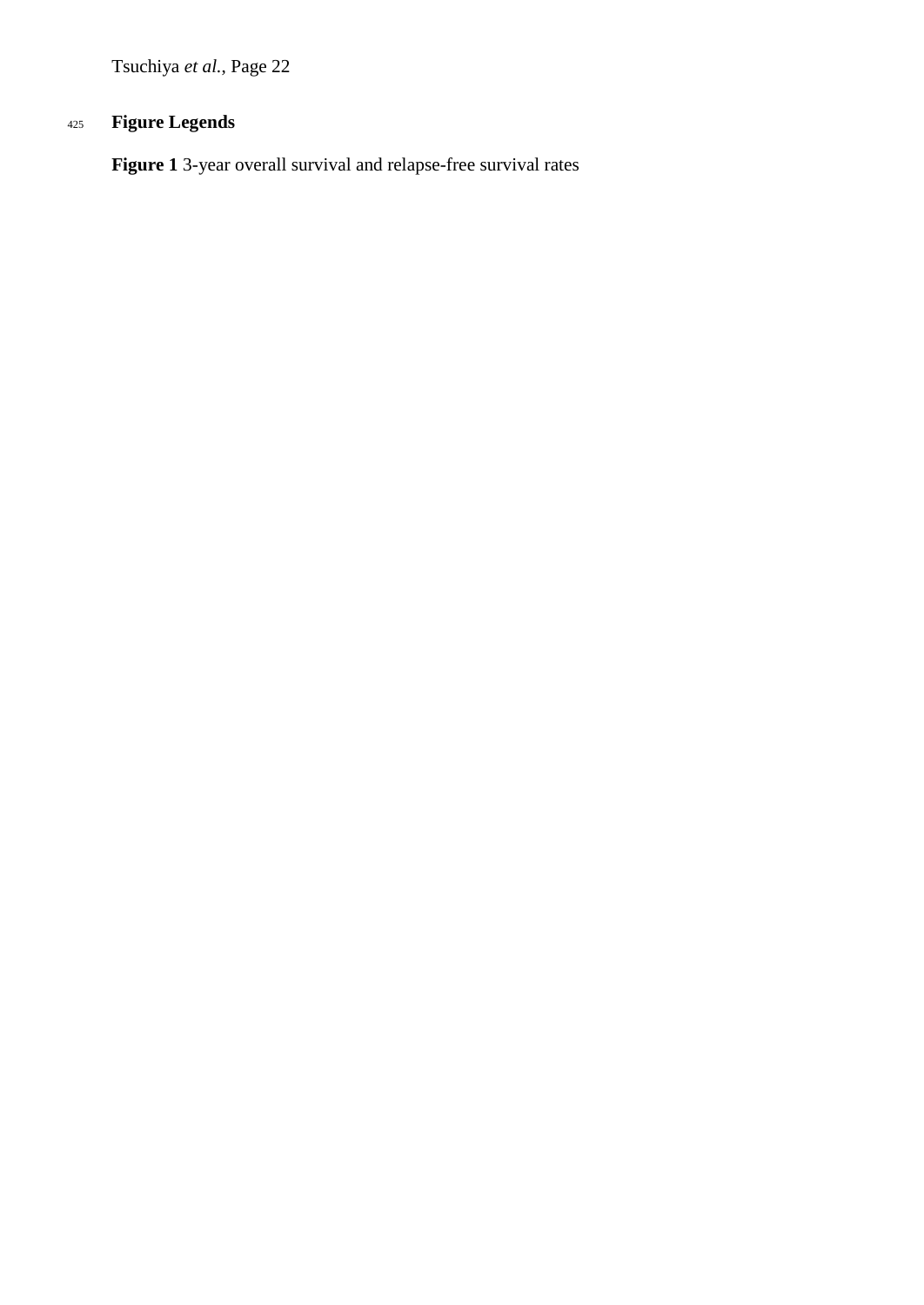## Figure Legends

**Figure 1** 3-year overall survival and relapse-free survival rates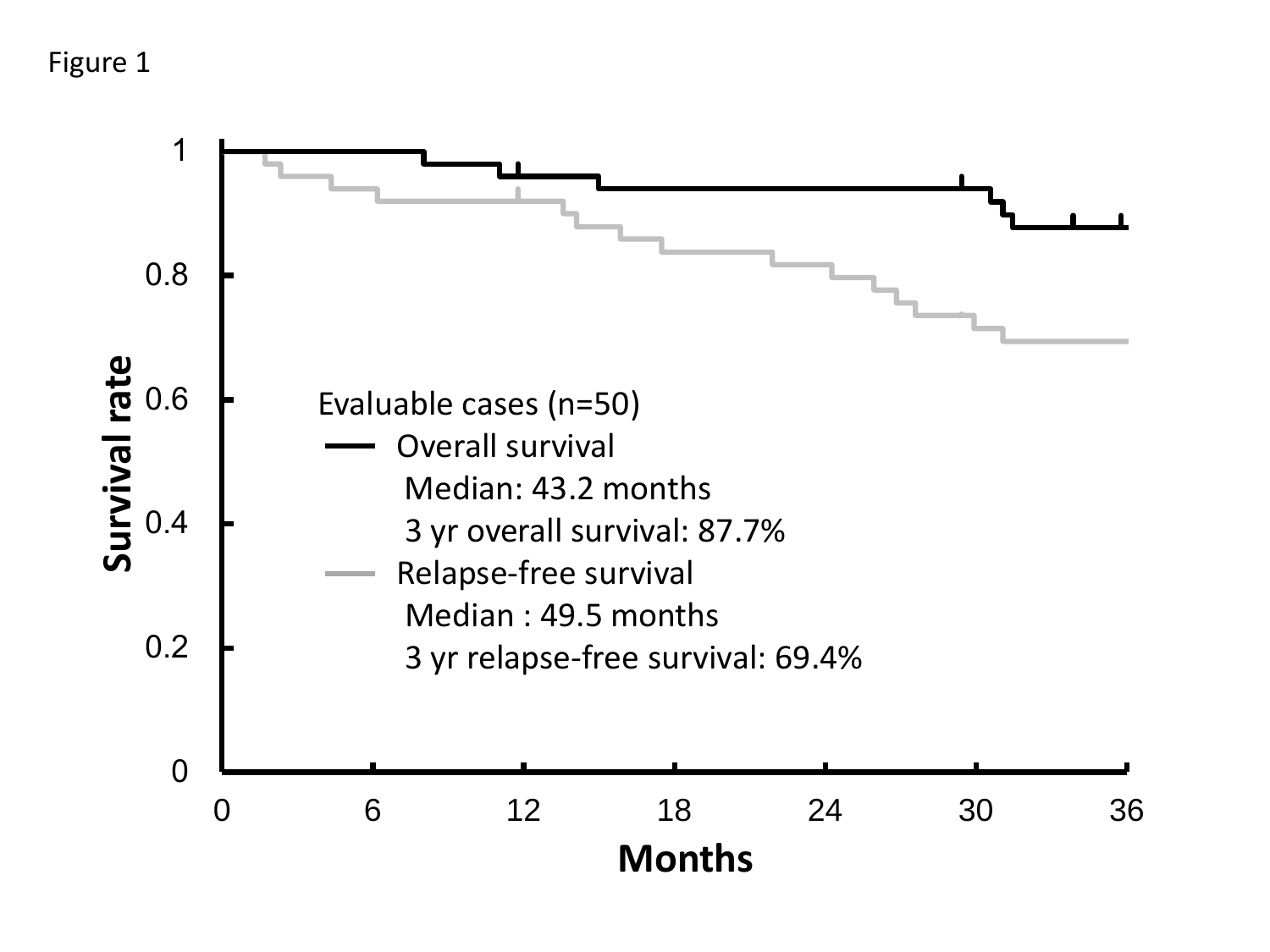Figure 1

Survival rate

Evaluable cases (n=50)

Overall survival
Median: 43.2 months
3 yr overall survival: 87.7%

Relapse-free survival
Median : 49.5 months
3 yr relapse-free survival: 69.4%

Months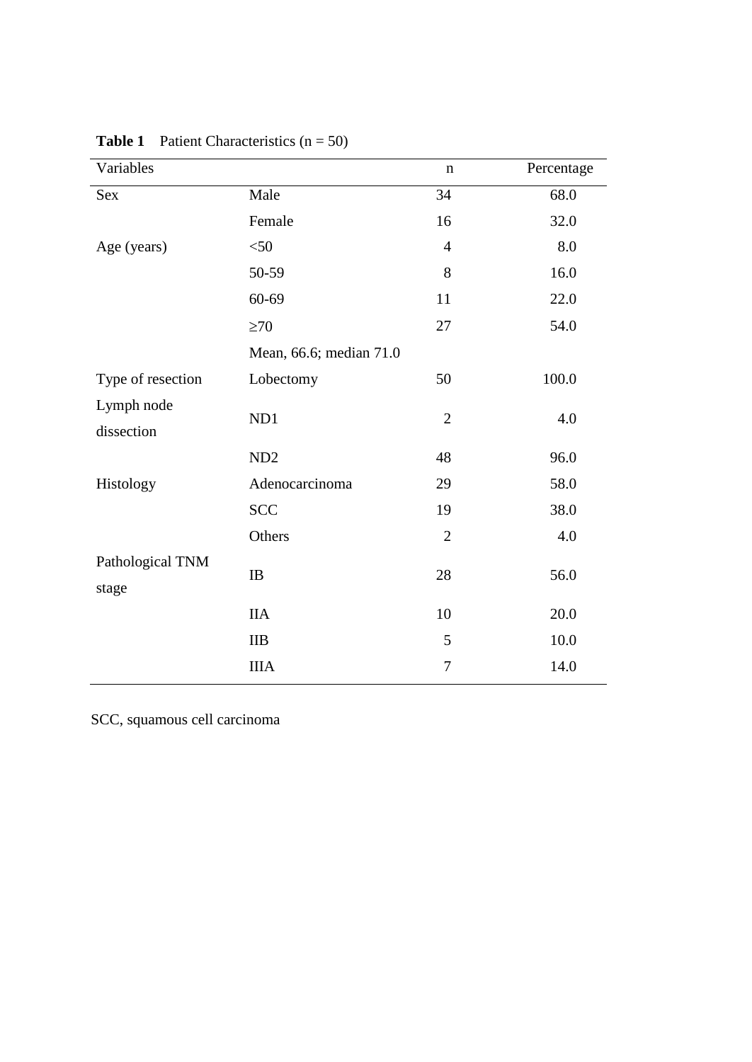**Table 1** Patient Characteristics (n = 50)

| Variables | | n | Percentage |
|---|---|---|---|
| Sex | Male | 34 | 68.0 |
| | Female | 16 | 32.0 |
| Age (years) | <50 | 4 | 8.0 |
| | 50-59 | 8 | 16.0 |
| | 60-69 | 11 | 22.0 |
| | ≥70 | 27 | 54.0 |
| | Mean, 66.6; median 71.0 | | |
| Type of resection | Lobectomy | 50 | 100.0 |
| Lymph node dissection | ND1 | 2 | 4.0 |
| | ND2 | 48 | 96.0 |
| Histology | Adenocarcinoma | 29 | 58.0 |
| | SCC | 19 | 38.0 |
| | Others | 2 | 4.0 |
| Pathological TNM stage | IB | 28 | 56.0 |
| | IIA | 10 | 20.0 |
| | IIB | 5 | 10.0 |
| | IIIA | 7 | 14.0 |

SCC, squamous cell carcinoma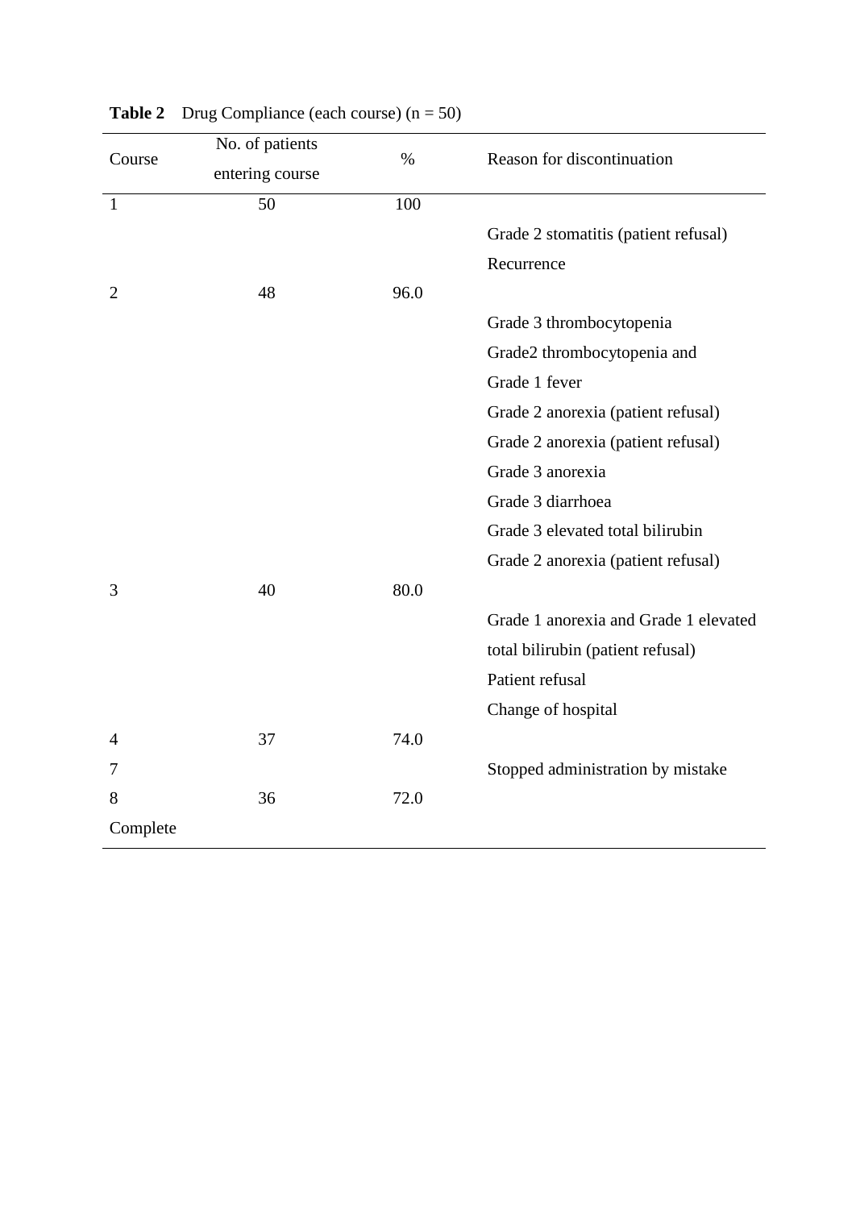**Table 2** Drug Compliance (each course) (n = 50)

| Course | No. of patients entering course | % | Reason for discontinuation |
|---|---|---|---|
| 1 | 50 | 100 | |
| | | | Grade 2 stomatitis (patient refusal) |
| | | | Recurrence |
| 2 | 48 | 96.0 | |
| | | | Grade 3 thrombocytopenia |
| | | | Grade2 thrombocytopenia and Grade 1 fever |
| | | | Grade 2 anorexia (patient refusal) |
| | | | Grade 2 anorexia (patient refusal) |
| | | | Grade 3 anorexia |
| | | | Grade 3 diarrhoea |
| | | | Grade 3 elevated total bilirubin |
| | | | Grade 2 anorexia (patient refusal) |
| 3 | 40 | 80.0 | |
| | | | Grade 1 anorexia and Grade 1 elevated total bilirubin (patient refusal) |
| | | | Patient refusal |
| | | | Change of hospital |
| 4 | 37 | 74.0 | |
| 7 | | | Stopped administration by mistake |
| 8 | 36 | 72.0 | |
| Complete | | | |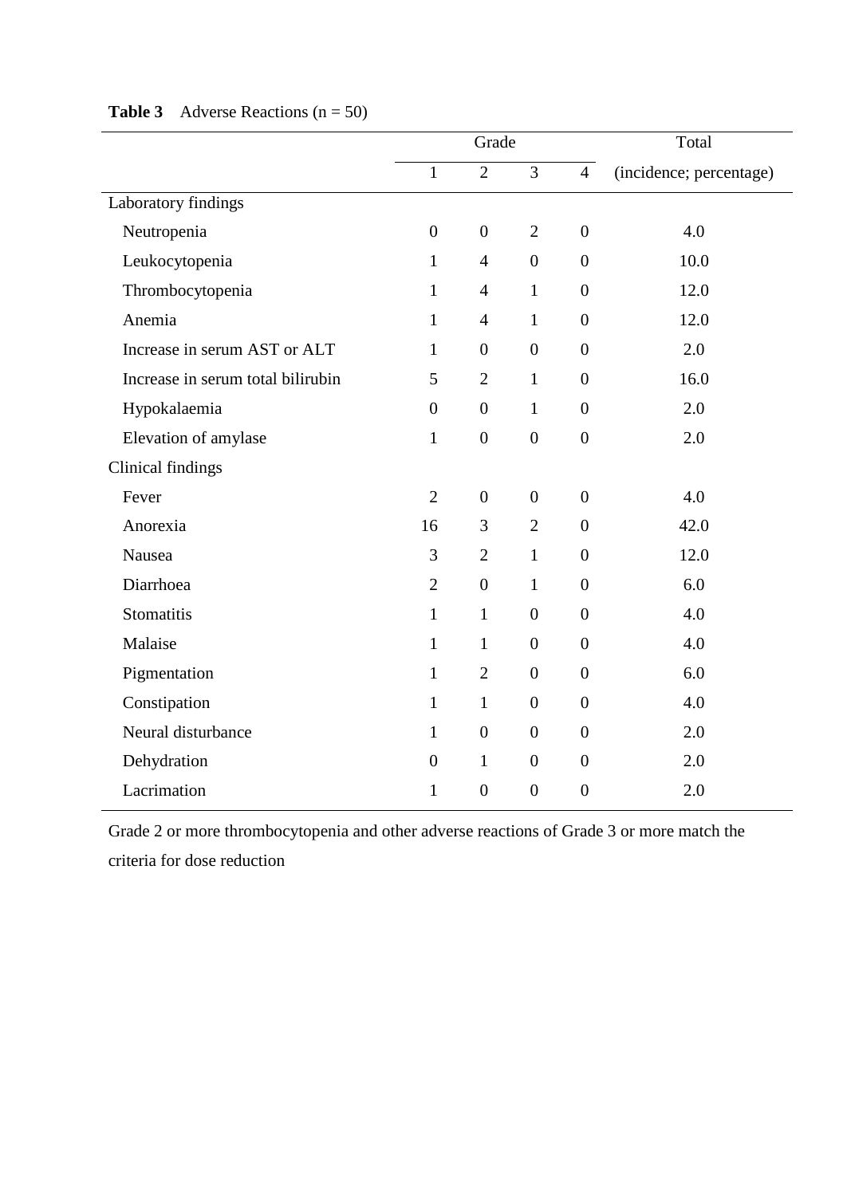**Table 3** Adverse Reactions (n = 50)

| | Grade | | | | Total |
|---|---|---|---|---|---|
| | 1 | 2 | 3 | 4 | (incidence; percentage) |
| Laboratory findings | | | | | |
| Neutropenia | 0 | 0 | 2 | 0 | 4.0 |
| Leukocytopenia | 1 | 4 | 0 | 0 | 10.0 |
| Thrombocytopenia | 1 | 4 | 1 | 0 | 12.0 |
| Anemia | 1 | 4 | 1 | 0 | 12.0 |
| Increase in serum AST or ALT | 1 | 0 | 0 | 0 | 2.0 |
| Increase in serum total bilirubin | 5 | 2 | 1 | 0 | 16.0 |
| Hypokalaemia | 0 | 0 | 1 | 0 | 2.0 |
| Elevation of amylase | 1 | 0 | 0 | 0 | 2.0 |
| Clinical findings | | | | | |
| Fever | 2 | 0 | 0 | 0 | 4.0 |
| Anorexia | 16 | 3 | 2 | 0 | 42.0 |
| Nausea | 3 | 2 | 1 | 0 | 12.0 |
| Diarrhoea | 2 | 0 | 1 | 0 | 6.0 |
| Stomatitis | 1 | 1 | 0 | 0 | 4.0 |
| Malaise | 1 | 1 | 0 | 0 | 4.0 |
| Pigmentation | 1 | 2 | 0 | 0 | 6.0 |
| Constipation | 1 | 1 | 0 | 0 | 4.0 |
| Neural disturbance | 1 | 0 | 0 | 0 | 2.0 |
| Dehydration | 0 | 1 | 0 | 0 | 2.0 |
| Lacrimation | 1 | 0 | 0 | 0 | 2.0 |

Grade 2 or more thrombocytopenia and other adverse reactions of Grade 3 or more match the criteria for dose reduction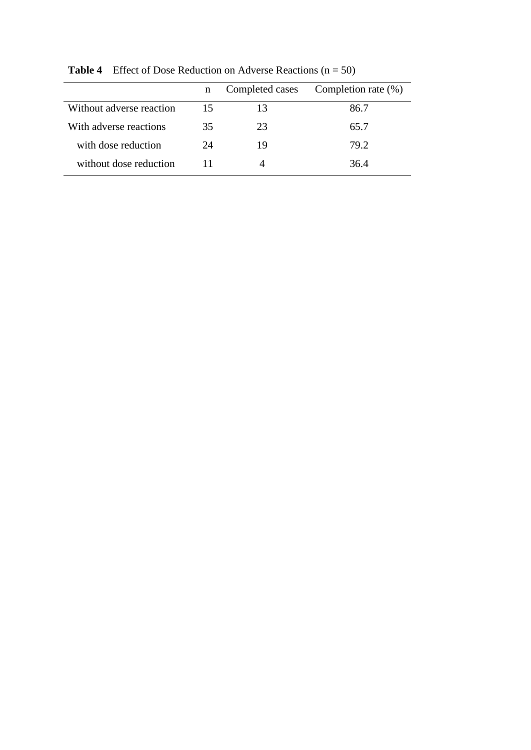**Table 4** Effect of Dose Reduction on Adverse Reactions (n = 50)

| | n | Completed cases | Completion rate (%) |
|---|---|---|---|
| Without adverse reaction | 15 | 13 | 86.7 |
| With adverse reactions | 35 | 23 | 65.7 |
| with dose reduction | 24 | 19 | 79.2 |
| without dose reduction | 11 | 4 | 36.4 |